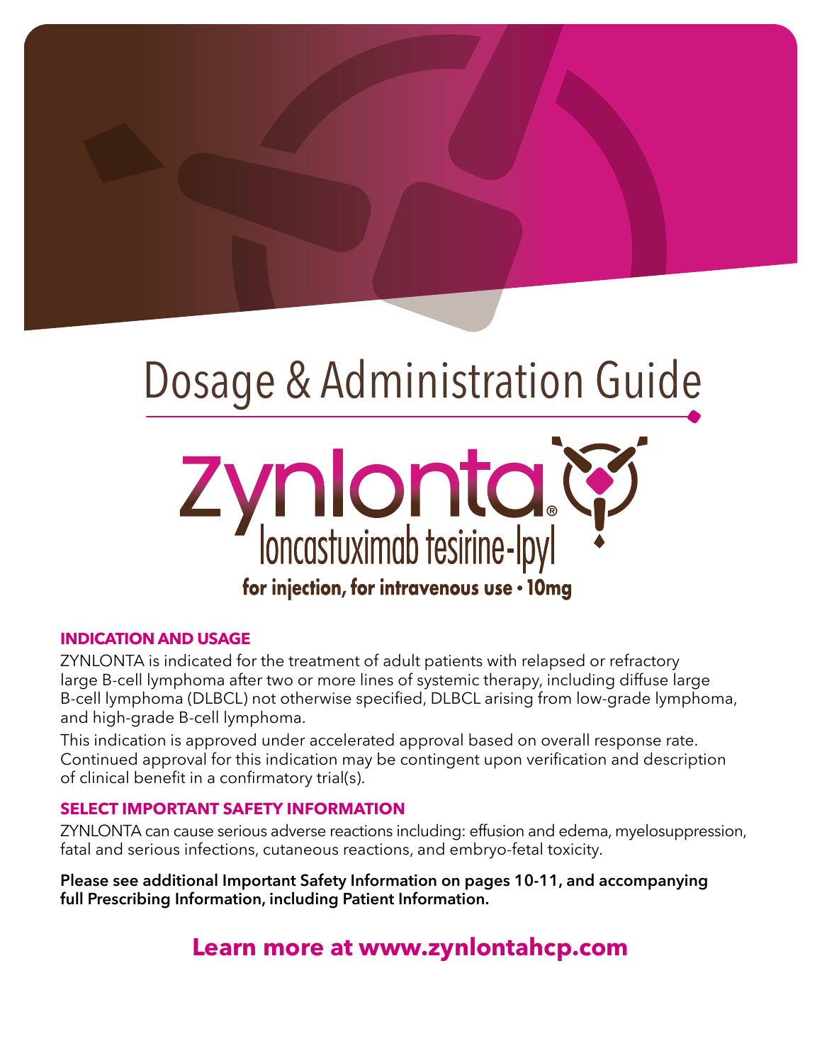# Dosage & Administration Guide

# Zynlonta®

## loncastuximab tesirine-lpyl

**for injection, for intravenous use • 10mg**

### INDICATION AND USAGE

ZYNLONTA is indicated for the treatment of adult patients with relapsed or refractory large B-cell lymphoma after two or more lines of systemic therapy, including diffuse large B-cell lymphoma (DLBCL) not otherwise specified, DLBCL arising from low-grade lymphoma, and high-grade B-cell lymphoma.

This indication is approved under accelerated approval based on overall response rate. Continued approval for this indication may be contingent upon verification and description of clinical benefit in a confirmatory trial(s).

### SELECT IMPORTANT SAFETY INFORMATION

ZYNLONTA can cause serious adverse reactions including: effusion and edema, myelosuppression, fatal and serious infections, cutaneous reactions, and embryo-fetal toxicity.

**Please see additional Important Safety Information on pages 10-11, and accompanying full Prescribing Information, including Patient Information.**

**Learn more at www.zynlontahcp.com**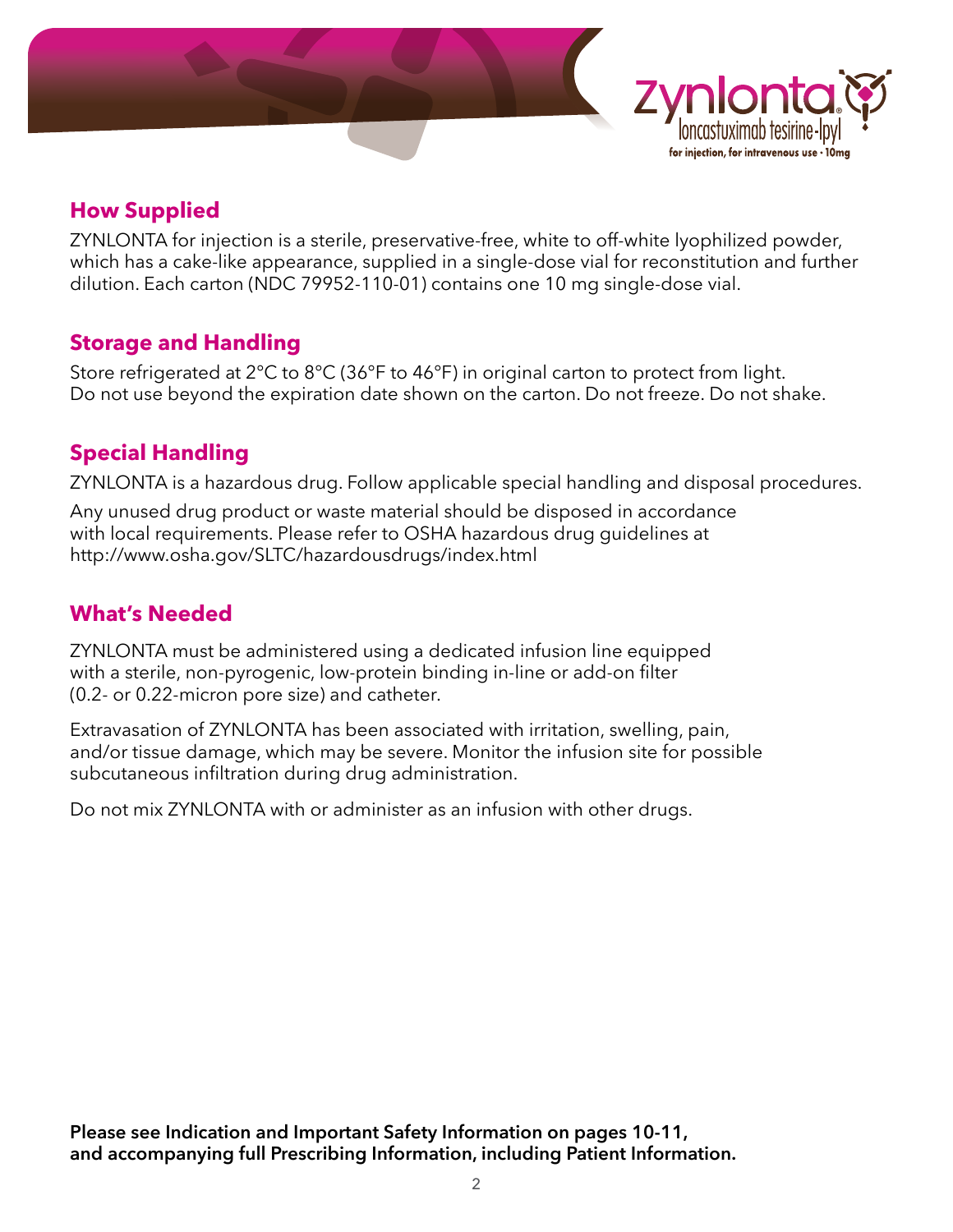## How Supplied

ZYNLONTA for injection is a sterile, preservative-free, white to off-white lyophilized powder, which has a cake-like appearance, supplied in a single-dose vial for reconstitution and further dilution. Each carton (NDC 79952-110-01) contains one 10 mg single-dose vial.

## Storage and Handling

Store refrigerated at 2°C to 8°C (36°F to 46°F) in original carton to protect from light. Do not use beyond the expiration date shown on the carton. Do not freeze. Do not shake.

## Special Handling

ZYNLONTA is a hazardous drug. Follow applicable special handling and disposal procedures.

Any unused drug product or waste material should be disposed in accordance with local requirements. Please refer to OSHA hazardous drug guidelines at http://www.osha.gov/SLTC/hazardousdrugs/index.html

## What's Needed

ZYNLONTA must be administered using a dedicated infusion line equipped with a sterile, non-pyrogenic, low-protein binding in-line or add-on filter (0.2- or 0.22-micron pore size) and catheter.

Extravasation of ZYNLONTA has been associated with irritation, swelling, pain, and/or tissue damage, which may be severe. Monitor the infusion site for possible subcutaneous infiltration during drug administration.

Do not mix ZYNLONTA with or administer as an infusion with other drugs.

**Please see Indication and Important Safety Information on pages 10-11, and accompanying full Prescribing Information, including Patient Information.**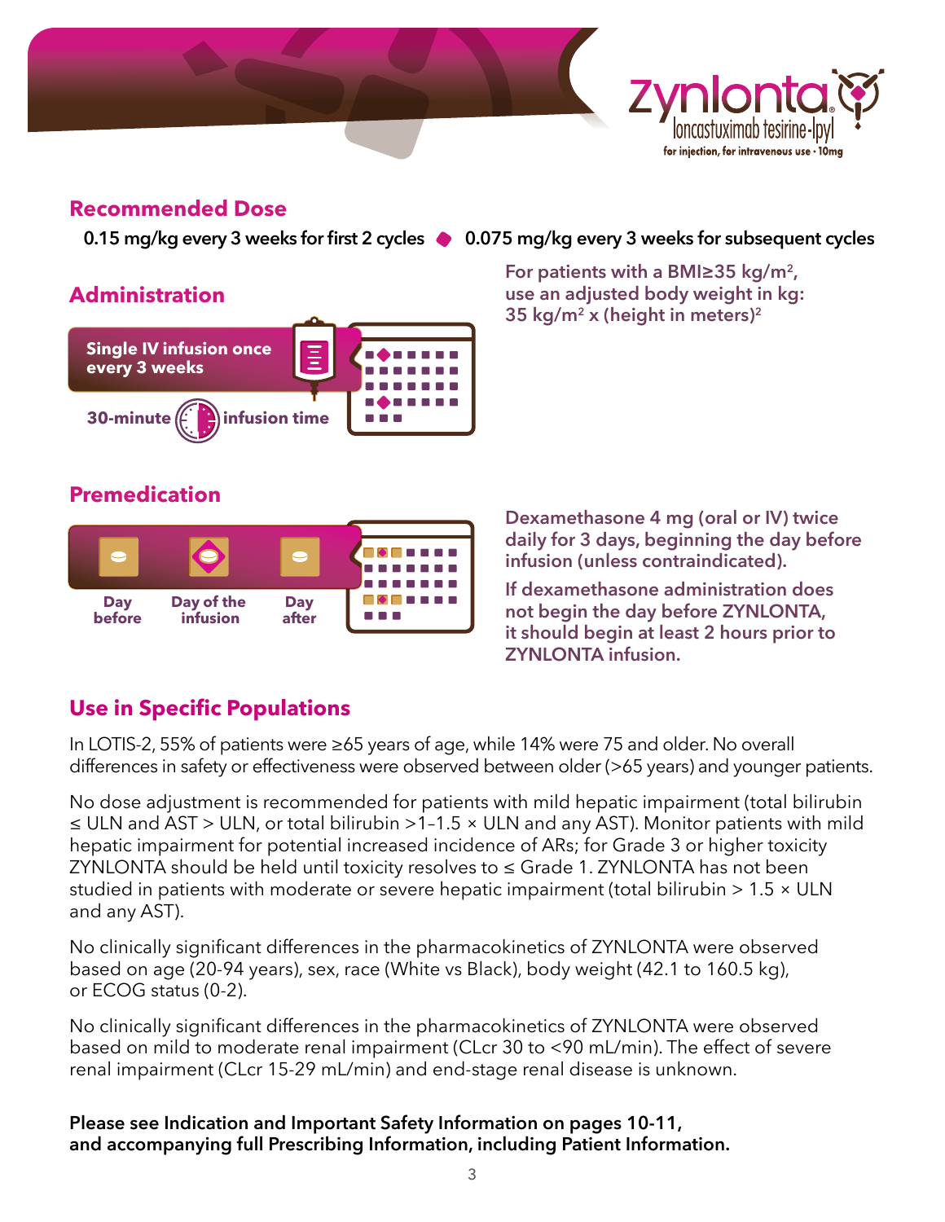## Recommended Dose

**0.15 mg/kg every 3 weeks for first 2 cycles** ◆ **0.075 mg/kg every 3 weeks for subsequent cycles**

## Administration

**Single IV infusion once every 3 weeks**

**30-minute infusion time**

**For patients with a BMI≥35 kg/m$^2$, use an adjusted body weight in kg: 35 kg/m$^2$ x (height in meters)$^2$**

## Premedication

**Day before** | **Day of the infusion** | **Day after**

**Dexamethasone 4 mg (oral or IV) twice daily for 3 days, beginning the day before infusion (unless contraindicated).**

**If dexamethasone administration does not begin the day before ZYNLONTA, it should begin at least 2 hours prior to ZYNLONTA infusion.**

## Use in Specific Populations

In LOTIS-2, 55% of patients were ≥65 years of age, while 14% were 75 and older. No overall differences in safety or effectiveness were observed between older (>65 years) and younger patients.

No dose adjustment is recommended for patients with mild hepatic impairment (total bilirubin ≤ ULN and AST > ULN, or total bilirubin >1–1.5 × ULN and any AST). Monitor patients with mild hepatic impairment for potential increased incidence of ARs; for Grade 3 or higher toxicity ZYNLONTA should be held until toxicity resolves to ≤ Grade 1. ZYNLONTA has not been studied in patients with moderate or severe hepatic impairment (total bilirubin > 1.5 × ULN and any AST).

No clinically significant differences in the pharmacokinetics of ZYNLONTA were observed based on age (20-94 years), sex, race (White vs Black), body weight (42.1 to 160.5 kg), or ECOG status (0-2).

No clinically significant differences in the pharmacokinetics of ZYNLONTA were observed based on mild to moderate renal impairment (CLcr 30 to <90 mL/min). The effect of severe renal impairment (CLcr 15-29 mL/min) and end-stage renal disease is unknown.

**Please see Indication and Important Safety Information on pages 10-11, and accompanying full Prescribing Information, including Patient Information.**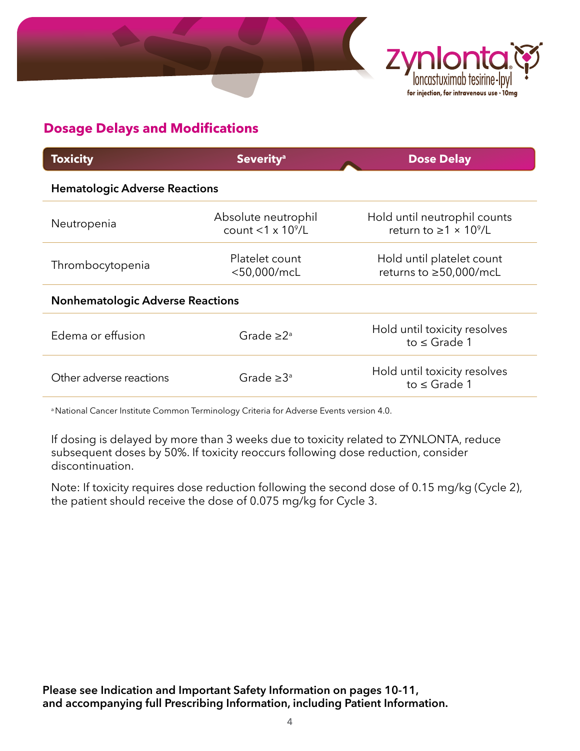## Dosage Delays and Modifications

| Toxicity | Severity[a] | Dose Delay |
|---|---|---|
| **Hematologic Adverse Reactions** | | |
| Neutropenia | Absolute neutrophil count $<1 \times 10^9$/L | Hold until neutrophil counts return to $\geq 1 \times 10^9$/L |
| Thrombocytopenia | Platelet count <50,000/mcL | Hold until platelet count returns to ≥50,000/mcL |
| **Nonhematologic Adverse Reactions** | | |
| Edema or effusion | Grade ≥2[a] | Hold until toxicity resolves to ≤ Grade 1 |
| Other adverse reactions | Grade ≥3[a] | Hold until toxicity resolves to ≤ Grade 1 |

[a] National Cancer Institute Common Terminology Criteria for Adverse Events version 4.0.

If dosing is delayed by more than 3 weeks due to toxicity related to ZYNLONTA, reduce subsequent doses by 50%. If toxicity reoccurs following dose reduction, consider discontinuation.

Note: If toxicity requires dose reduction following the second dose of 0.15 mg/kg (Cycle 2), the patient should receive the dose of 0.075 mg/kg for Cycle 3.

**Please see Indication and Important Safety Information on pages 10-11, and accompanying full Prescribing Information, including Patient Information.**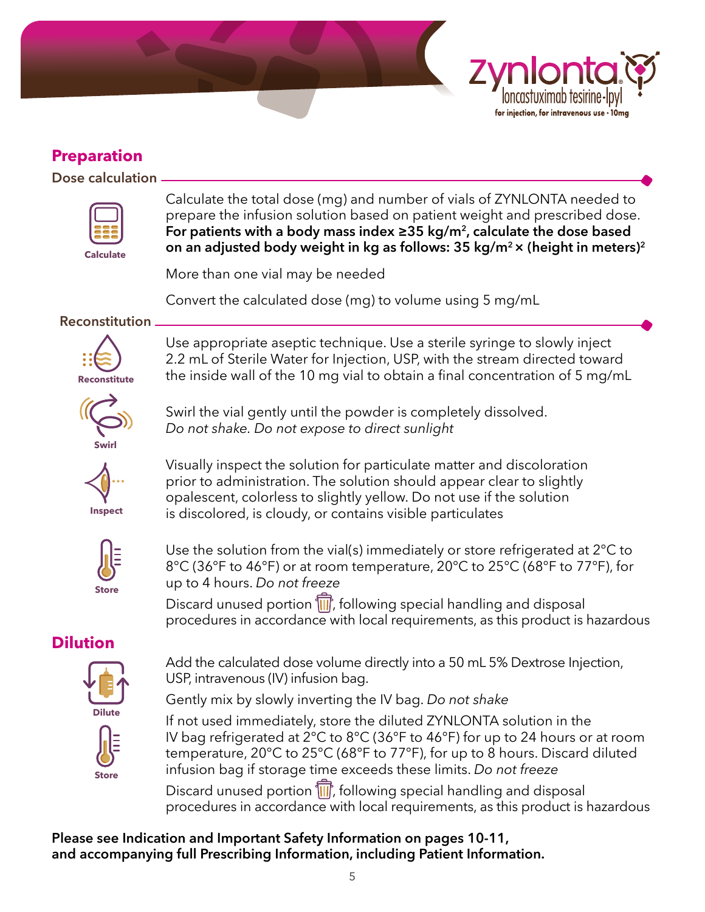# Preparation

## Dose calculation

Calculate

Calculate the total dose (mg) and number of vials of ZYNLONTA needed to prepare the infusion solution based on patient weight and prescribed dose. **For patients with a body mass index ≥35 kg/m$^2$, calculate the dose based on an adjusted body weight in kg as follows: 35 kg/m$^2$ × (height in meters)$^2$**

More than one vial may be needed

Convert the calculated dose (mg) to volume using 5 mg/mL

## Reconstitution

Reconstitute

Use appropriate aseptic technique. Use a sterile syringe to slowly inject 2.2 mL of Sterile Water for Injection, USP, with the stream directed toward the inside wall of the 10 mg vial to obtain a final concentration of 5 mg/mL

Swirl

Swirl the vial gently until the powder is completely dissolved. *Do not shake. Do not expose to direct sunlight*

Inspect

Visually inspect the solution for particulate matter and discoloration prior to administration. The solution should appear clear to slightly opalescent, colorless to slightly yellow. Do not use if the solution is discolored, is cloudy, or contains visible particulates

Store

Use the solution from the vial(s) immediately or store refrigerated at 2°C to 8°C (36°F to 46°F) or at room temperature, 20°C to 25°C (68°F to 77°F), for up to 4 hours. *Do not freeze*

Discard unused portion, following special handling and disposal procedures in accordance with local requirements, as this product is hazardous

# Dilution

Dilute

Add the calculated dose volume directly into a 50 mL 5% Dextrose Injection, USP, intravenous (IV) infusion bag.

Gently mix by slowly inverting the IV bag. *Do not shake*

Store

If not used immediately, store the diluted ZYNLONTA solution in the IV bag refrigerated at 2°C to 8°C (36°F to 46°F) for up to 24 hours or at room temperature, 20°C to 25°C (68°F to 77°F), for up to 8 hours. Discard diluted infusion bag if storage time exceeds these limits. *Do not freeze*

Discard unused portion, following special handling and disposal procedures in accordance with local requirements, as this product is hazardous

**Please see Indication and Important Safety Information on pages 10-11, and accompanying full Prescribing Information, including Patient Information.**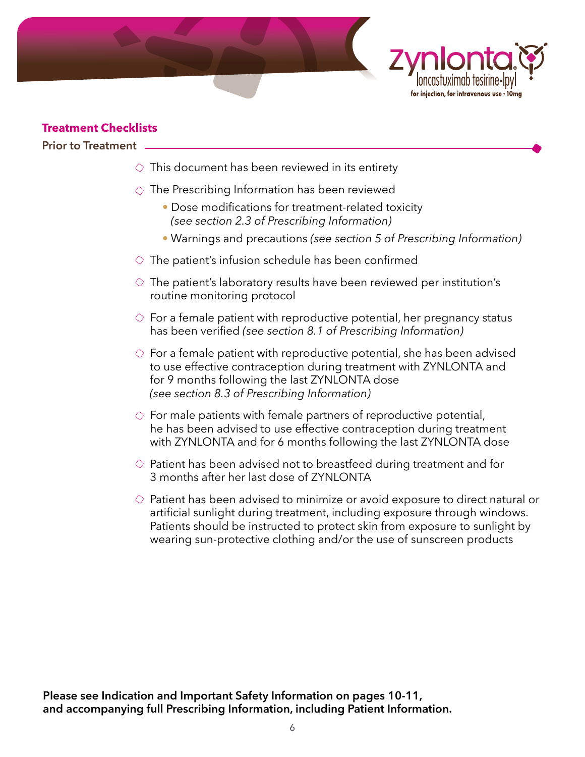## Treatment Checklists

### Prior to Treatment

- ◯ This document has been reviewed in its entirety
- ◯ The Prescribing Information has been reviewed
  - Dose modifications for treatment-related toxicity *(see section 2.3 of Prescribing Information)*
  - Warnings and precautions *(see section 5 of Prescribing Information)*
- ◯ The patient's infusion schedule has been confirmed
- ◯ The patient's laboratory results have been reviewed per institution's routine monitoring protocol
- ◯ For a female patient with reproductive potential, her pregnancy status has been verified *(see section 8.1 of Prescribing Information)*
- ◯ For a female patient with reproductive potential, she has been advised to use effective contraception during treatment with ZYNLONTA and for 9 months following the last ZYNLONTA dose *(see section 8.3 of Prescribing Information)*
- ◯ For male patients with female partners of reproductive potential, he has been advised to use effective contraception during treatment with ZYNLONTA and for 6 months following the last ZYNLONTA dose
- ◯ Patient has been advised not to breastfeed during treatment and for 3 months after her last dose of ZYNLONTA
- ◯ Patient has been advised to minimize or avoid exposure to direct natural or artificial sunlight during treatment, including exposure through windows. Patients should be instructed to protect skin from exposure to sunlight by wearing sun-protective clothing and/or the use of sunscreen products

**Please see Indication and Important Safety Information on pages 10-11, and accompanying full Prescribing Information, including Patient Information.**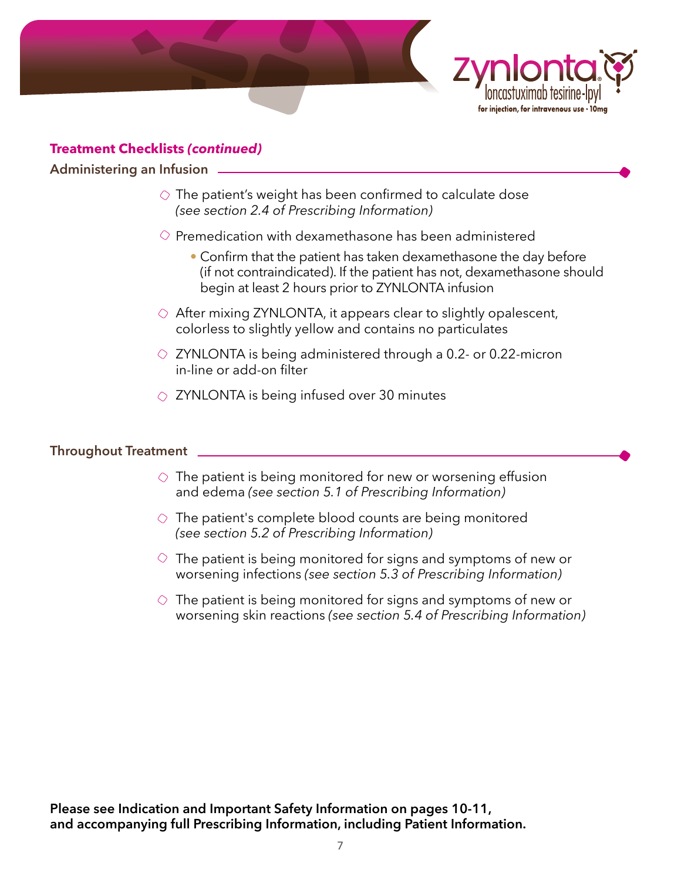## Treatment Checklists *(continued)*

### Administering an Infusion

- ○ The patient's weight has been confirmed to calculate dose *(see section 2.4 of Prescribing Information)*
- ○ Premedication with dexamethasone has been administered
  - Confirm that the patient has taken dexamethasone the day before (if not contraindicated). If the patient has not, dexamethasone should begin at least 2 hours prior to ZYNLONTA infusion
- ○ After mixing ZYNLONTA, it appears clear to slightly opalescent, colorless to slightly yellow and contains no particulates
- ○ ZYNLONTA is being administered through a 0.2- or 0.22-micron in-line or add-on filter
- ○ ZYNLONTA is being infused over 30 minutes

### Throughout Treatment

- ○ The patient is being monitored for new or worsening effusion and edema *(see section 5.1 of Prescribing Information)*
- ○ The patient's complete blood counts are being monitored *(see section 5.2 of Prescribing Information)*
- ○ The patient is being monitored for signs and symptoms of new or worsening infections *(see section 5.3 of Prescribing Information)*
- ○ The patient is being monitored for signs and symptoms of new or worsening skin reactions *(see section 5.4 of Prescribing Information)*

**Please see Indication and Important Safety Information on pages 10-11, and accompanying full Prescribing Information, including Patient Information.**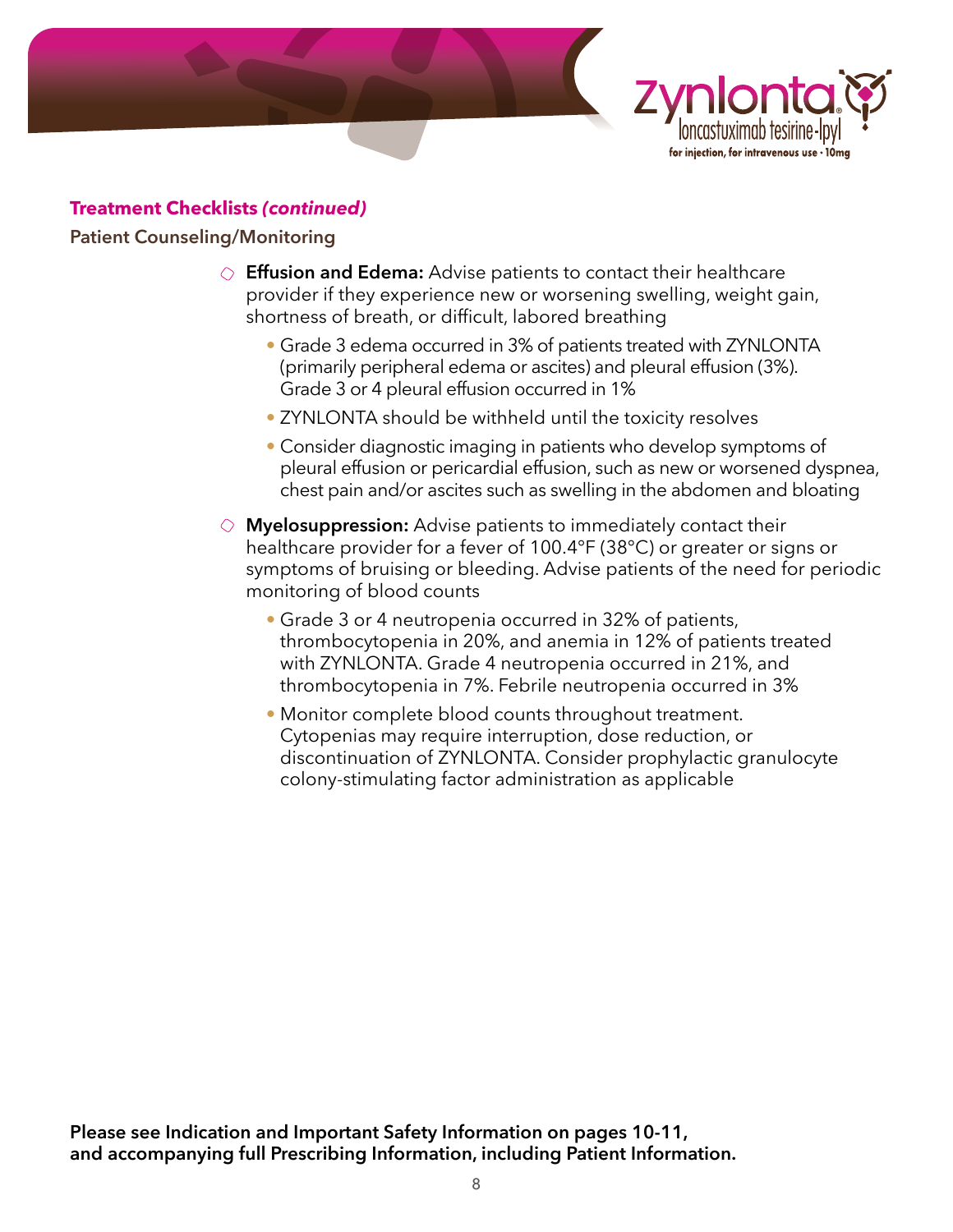## Treatment Checklists *(continued)*

### Patient Counseling/Monitoring

- ○ **Effusion and Edema:** Advise patients to contact their healthcare provider if they experience new or worsening swelling, weight gain, shortness of breath, or difficult, labored breathing
  - Grade 3 edema occurred in 3% of patients treated with ZYNLONTA (primarily peripheral edema or ascites) and pleural effusion (3%). Grade 3 or 4 pleural effusion occurred in 1%
  - ZYNLONTA should be withheld until the toxicity resolves
  - Consider diagnostic imaging in patients who develop symptoms of pleural effusion or pericardial effusion, such as new or worsened dyspnea, chest pain and/or ascites such as swelling in the abdomen and bloating
- ○ **Myelosuppression:** Advise patients to immediately contact their healthcare provider for a fever of 100.4°F (38°C) or greater or signs or symptoms of bruising or bleeding. Advise patients of the need for periodic monitoring of blood counts
  - Grade 3 or 4 neutropenia occurred in 32% of patients, thrombocytopenia in 20%, and anemia in 12% of patients treated with ZYNLONTA. Grade 4 neutropenia occurred in 21%, and thrombocytopenia in 7%. Febrile neutropenia occurred in 3%
  - Monitor complete blood counts throughout treatment. Cytopenias may require interruption, dose reduction, or discontinuation of ZYNLONTA. Consider prophylactic granulocyte colony-stimulating factor administration as applicable

**Please see Indication and Important Safety Information on pages 10-11, and accompanying full Prescribing Information, including Patient Information.**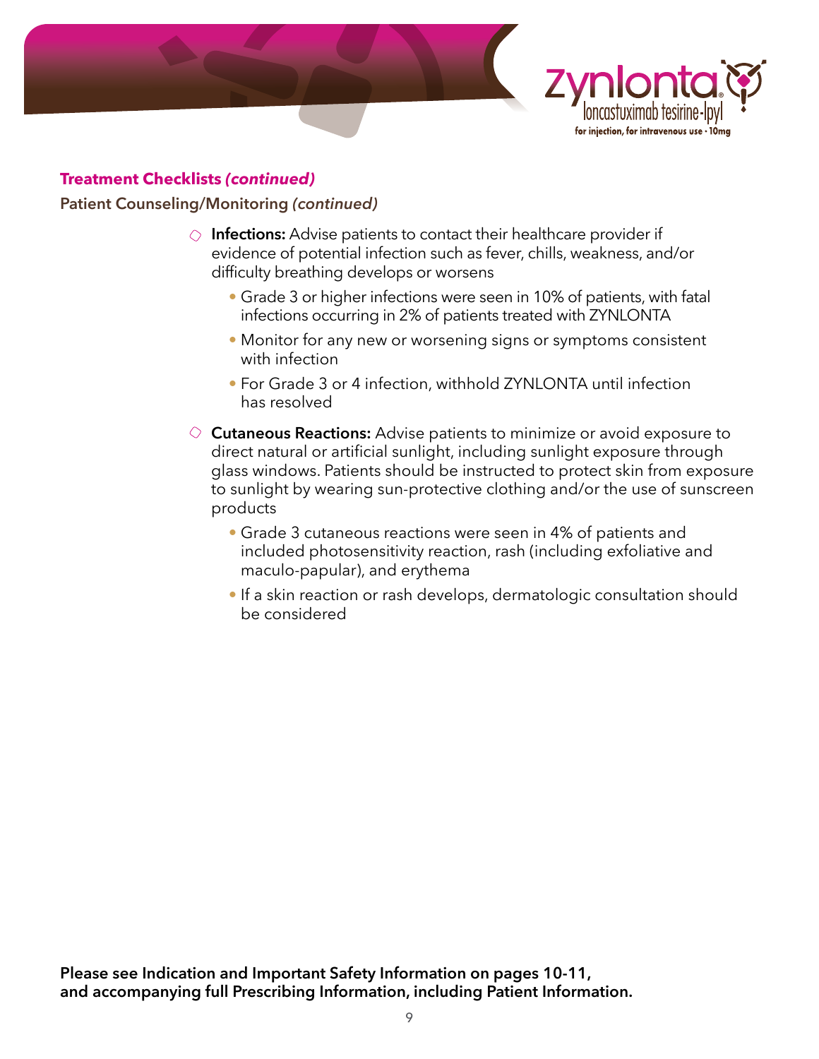## Treatment Checklists *(continued)*

### Patient Counseling/Monitoring *(continued)*

- **Infections:** Advise patients to contact their healthcare provider if evidence of potential infection such as fever, chills, weakness, and/or difficulty breathing develops or worsens
  - Grade 3 or higher infections were seen in 10% of patients, with fatal infections occurring in 2% of patients treated with ZYNLONTA
  - Monitor for any new or worsening signs or symptoms consistent with infection
  - For Grade 3 or 4 infection, withhold ZYNLONTA until infection has resolved
- **Cutaneous Reactions:** Advise patients to minimize or avoid exposure to direct natural or artificial sunlight, including sunlight exposure through glass windows. Patients should be instructed to protect skin from exposure to sunlight by wearing sun-protective clothing and/or the use of sunscreen products
  - Grade 3 cutaneous reactions were seen in 4% of patients and included photosensitivity reaction, rash (including exfoliative and maculo-papular), and erythema
  - If a skin reaction or rash develops, dermatologic consultation should be considered

**Please see Indication and Important Safety Information on pages 10-11, and accompanying full Prescribing Information, including Patient Information.**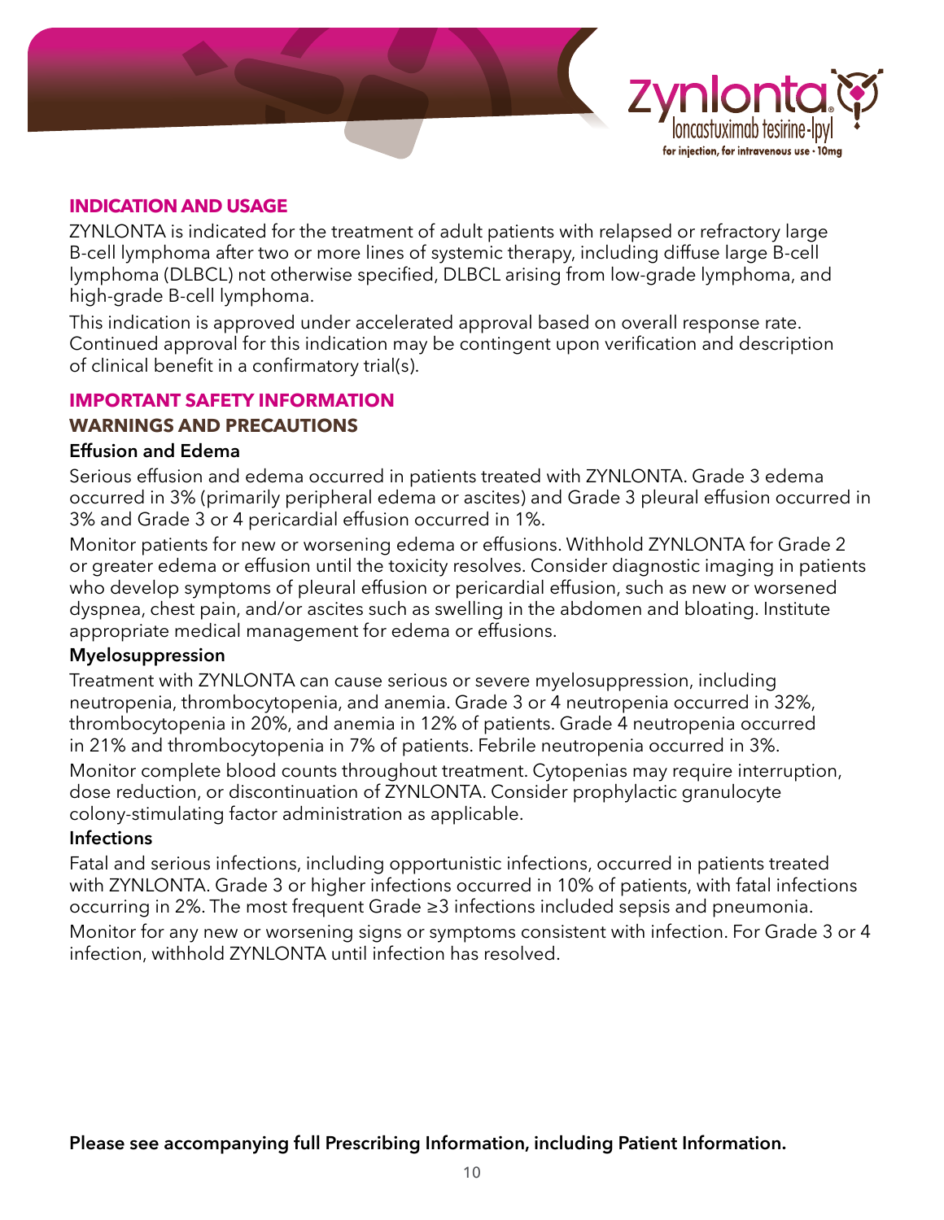## INDICATION AND USAGE

ZYNLONTA is indicated for the treatment of adult patients with relapsed or refractory large B-cell lymphoma after two or more lines of systemic therapy, including diffuse large B-cell lymphoma (DLBCL) not otherwise specified, DLBCL arising from low-grade lymphoma, and high-grade B-cell lymphoma.

This indication is approved under accelerated approval based on overall response rate. Continued approval for this indication may be contingent upon verification and description of clinical benefit in a confirmatory trial(s).

## IMPORTANT SAFETY INFORMATION

### WARNINGS AND PRECAUTIONS

**Effusion and Edema**

Serious effusion and edema occurred in patients treated with ZYNLONTA. Grade 3 edema occurred in 3% (primarily peripheral edema or ascites) and Grade 3 pleural effusion occurred in 3% and Grade 3 or 4 pericardial effusion occurred in 1%.

Monitor patients for new or worsening edema or effusions. Withhold ZYNLONTA for Grade 2 or greater edema or effusion until the toxicity resolves. Consider diagnostic imaging in patients who develop symptoms of pleural effusion or pericardial effusion, such as new or worsened dyspnea, chest pain, and/or ascites such as swelling in the abdomen and bloating. Institute appropriate medical management for edema or effusions.

**Myelosuppression**

Treatment with ZYNLONTA can cause serious or severe myelosuppression, including neutropenia, thrombocytopenia, and anemia. Grade 3 or 4 neutropenia occurred in 32%, thrombocytopenia in 20%, and anemia in 12% of patients. Grade 4 neutropenia occurred in 21% and thrombocytopenia in 7% of patients. Febrile neutropenia occurred in 3%.

Monitor complete blood counts throughout treatment. Cytopenias may require interruption, dose reduction, or discontinuation of ZYNLONTA. Consider prophylactic granulocyte colony-stimulating factor administration as applicable.

**Infections**

Fatal and serious infections, including opportunistic infections, occurred in patients treated with ZYNLONTA. Grade 3 or higher infections occurred in 10% of patients, with fatal infections occurring in 2%. The most frequent Grade ≥3 infections included sepsis and pneumonia.

Monitor for any new or worsening signs or symptoms consistent with infection. For Grade 3 or 4 infection, withhold ZYNLONTA until infection has resolved.

**Please see accompanying full Prescribing Information, including Patient Information.**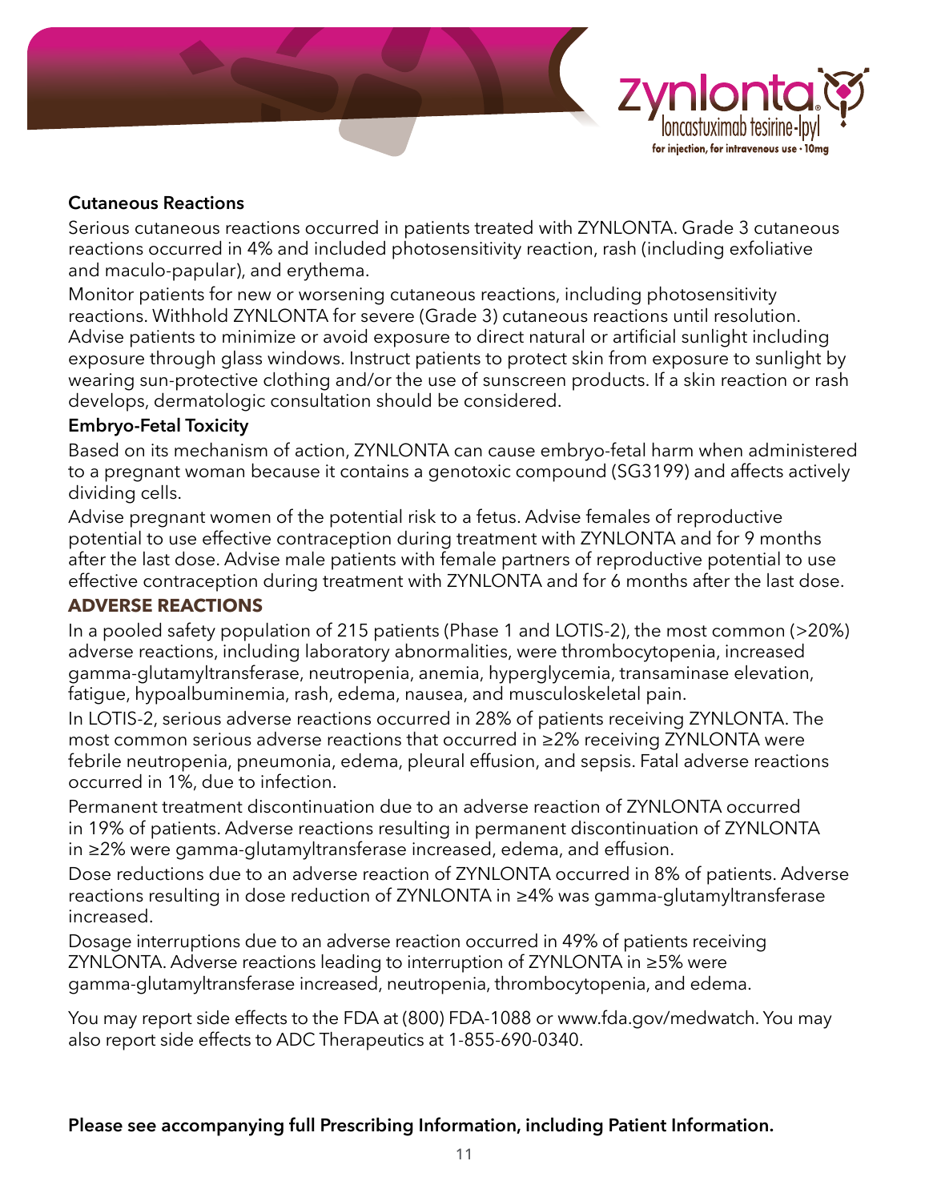### Cutaneous Reactions

Serious cutaneous reactions occurred in patients treated with ZYNLONTA. Grade 3 cutaneous reactions occurred in 4% and included photosensitivity reaction, rash (including exfoliative and maculo-papular), and erythema.

Monitor patients for new or worsening cutaneous reactions, including photosensitivity reactions. Withhold ZYNLONTA for severe (Grade 3) cutaneous reactions until resolution. Advise patients to minimize or avoid exposure to direct natural or artificial sunlight including exposure through glass windows. Instruct patients to protect skin from exposure to sunlight by wearing sun-protective clothing and/or the use of sunscreen products. If a skin reaction or rash develops, dermatologic consultation should be considered.

### Embryo-Fetal Toxicity

Based on its mechanism of action, ZYNLONTA can cause embryo-fetal harm when administered to a pregnant woman because it contains a genotoxic compound (SG3199) and affects actively dividing cells.

Advise pregnant women of the potential risk to a fetus. Advise females of reproductive potential to use effective contraception during treatment with ZYNLONTA and for 9 months after the last dose. Advise male patients with female partners of reproductive potential to use effective contraception during treatment with ZYNLONTA and for 6 months after the last dose.

## ADVERSE REACTIONS

In a pooled safety population of 215 patients (Phase 1 and LOTIS-2), the most common (>20%) adverse reactions, including laboratory abnormalities, were thrombocytopenia, increased gamma-glutamyltransferase, neutropenia, anemia, hyperglycemia, transaminase elevation, fatigue, hypoalbuminemia, rash, edema, nausea, and musculoskeletal pain.

In LOTIS-2, serious adverse reactions occurred in 28% of patients receiving ZYNLONTA. The most common serious adverse reactions that occurred in ≥2% receiving ZYNLONTA were febrile neutropenia, pneumonia, edema, pleural effusion, and sepsis. Fatal adverse reactions occurred in 1%, due to infection.

Permanent treatment discontinuation due to an adverse reaction of ZYNLONTA occurred in 19% of patients. Adverse reactions resulting in permanent discontinuation of ZYNLONTA in ≥2% were gamma-glutamyltransferase increased, edema, and effusion.

Dose reductions due to an adverse reaction of ZYNLONTA occurred in 8% of patients. Adverse reactions resulting in dose reduction of ZYNLONTA in ≥4% was gamma-glutamyltransferase increased.

Dosage interruptions due to an adverse reaction occurred in 49% of patients receiving ZYNLONTA. Adverse reactions leading to interruption of ZYNLONTA in ≥5% were gamma-glutamyltransferase increased, neutropenia, thrombocytopenia, and edema.

You may report side effects to the FDA at (800) FDA-1088 or www.fda.gov/medwatch. You may also report side effects to ADC Therapeutics at 1-855-690-0340.

**Please see accompanying full Prescribing Information, including Patient Information.**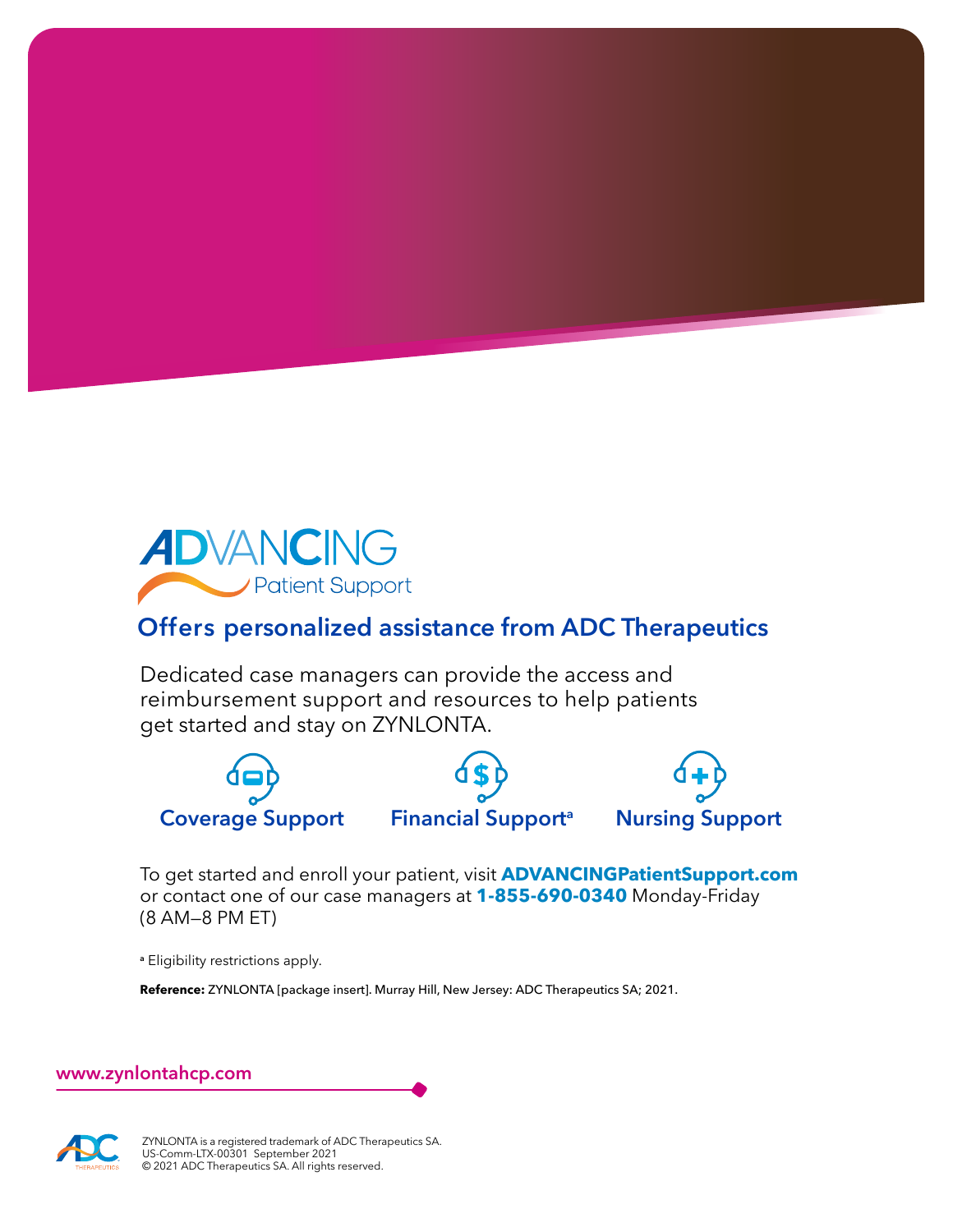# ADVANCING Patient Support

## Offers personalized assistance from ADC Therapeutics

Dedicated case managers can provide the access and reimbursement support and resources to help patients get started and stay on ZYNLONTA.

**Coverage Support** | **Financial Support[a]** | **Nursing Support**

To get started and enroll your patient, visit **ADVANCINGPatientSupport.com** or contact one of our case managers at **1-855-690-0340** Monday-Friday (8 AM—8 PM ET)

[a] Eligibility restrictions apply.

**Reference:** ZYNLONTA [package insert]. Murray Hill, New Jersey: ADC Therapeutics SA; 2021.

www.zynlontahcp.com

ZYNLONTA is a registered trademark of ADC Therapeutics SA.
US-Comm-LTX-00301 September 2021
© 2021 ADC Therapeutics SA. All rights reserved.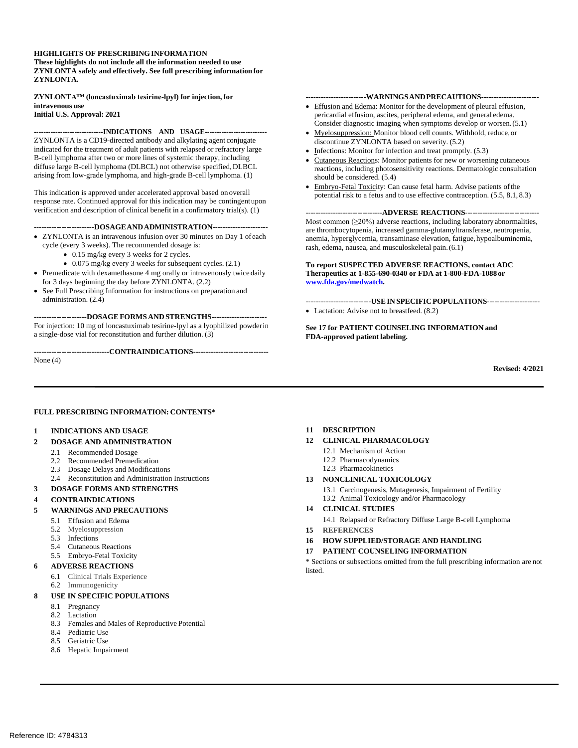**HIGHLIGHTS OF PRESCRIBING INFORMATION**
**These highlights do not include all the information needed to use ZYNLONTA safely and effectively. See full prescribing information for ZYNLONTA.**

**ZYNLONTA™ (loncastuximab tesirine-lpyl) for injection, for intravenous use**
**Initial U.S. Approval: 2021**

**----------------------------INDICATIONS AND USAGE--------------------------**

ZYNLONTA is a CD19-directed antibody and alkylating agent conjugate indicated for the treatment of adult patients with relapsed or refractory large B-cell lymphoma after two or more lines of systemic therapy, including diffuse large B-cell lymphoma (DLBCL) not otherwise specified, DLBCL arising from low-grade lymphoma, and high-grade B-cell lymphoma. (1)

This indication is approved under accelerated approval based on overall response rate. Continued approval for this indication may be contingent upon verification and description of clinical benefit in a confirmatory trial(s). (1)

**------------------------DOSAGE AND ADMINISTRATION----------------------**

- ZYNLONTA is an intravenous infusion over 30 minutes on Day 1 of each cycle (every 3 weeks). The recommended dosage is:
  - 0.15 mg/kg every 3 weeks for 2 cycles.
  - 0.075 mg/kg every 3 weeks for subsequent cycles. (2.1)
- Premedicate with dexamethasone 4 mg orally or intravenously twice daily for 3 days beginning the day before ZYNLONTA. (2.2)
- See Full Prescribing Information for instructions on preparation and administration. (2.4)

**---------------------DOSAGE FORMS AND STRENGTHS----------------------**

For injection: 10 mg of loncastuximab tesirine-lpyl as a lyophilized powder in a single-dose vial for reconstitution and further dilution. (3)

**------------------------------CONTRAINDICATIONS------------------------------**

None (4)

**------------------------WARNINGS AND PRECAUTIONS-----------------------**

- Effusion and Edema: Monitor for the development of pleural effusion, pericardial effusion, ascites, peripheral edema, and general edema. Consider diagnostic imaging when symptoms develop or worsen. (5.1)
- Myelosuppression: Monitor blood cell counts. Withhold, reduce, or discontinue ZYNLONTA based on severity. (5.2)
- Infections: Monitor for infection and treat promptly. (5.3)
- Cutaneous Reactions: Monitor patients for new or worsening cutaneous reactions, including photosensitivity reactions. Dermatologic consultation should be considered. (5.4)
- Embryo-Fetal Toxicity: Can cause fetal harm. Advise patients of the potential risk to a fetus and to use effective contraception. (5.5, 8.1, 8.3)

**-------------------------------ADVERSE REACTIONS------------------------------**

Most common (≥20%) adverse reactions, including laboratory abnormalities, are thrombocytopenia, increased gamma-glutamyltransferase, neutropenia, anemia, hyperglycemia, transaminase elevation, fatigue, hypoalbuminemia, rash, edema, nausea, and musculoskeletal pain. (6.1)

**To report SUSPECTED ADVERSE REACTIONS, contact ADC Therapeutics at 1-855-690-0340 or FDA at 1-800-FDA-1088 or www.fda.gov/medwatch.**

**--------------------------USE IN SPECIFIC POPULATIONS---------------------**

- Lactation: Advise not to breastfeed. (8.2)

**See 17 for PATIENT COUNSELING INFORMATION and FDA-approved patient labeling.**

**Revised: 4/2021**

---

**FULL PRESCRIBING INFORMATION: CONTENTS***

**1 INDICATIONS AND USAGE**

**2 DOSAGE AND ADMINISTRATION**
- 2.1 Recommended Dosage
- 2.2 Recommended Premedication
- 2.3 Dosage Delays and Modifications
- 2.4 Reconstitution and Administration Instructions

**3 DOSAGE FORMS AND STRENGTHS**

**4 CONTRAINDICATIONS**

**5 WARNINGS AND PRECAUTIONS**
- 5.1 Effusion and Edema
- 5.2 Myelosuppression
- 5.3 Infections
- 5.4 Cutaneous Reactions
- 5.5 Embryo-Fetal Toxicity

**6 ADVERSE REACTIONS**
- 6.1 Clinical Trials Experience
- 6.2 Immunogenicity

**8 USE IN SPECIFIC POPULATIONS**
- 8.1 Pregnancy
- 8.2 Lactation
- 8.3 Females and Males of Reproductive Potential
- 8.4 Pediatric Use
- 8.5 Geriatric Use
- 8.6 Hepatic Impairment

**11 DESCRIPTION**

**12 CLINICAL PHARMACOLOGY**
- 12.1 Mechanism of Action
- 12.2 Pharmacodynamics
- 12.3 Pharmacokinetics

**13 NONCLINICAL TOXICOLOGY**
- 13.1 Carcinogenesis, Mutagenesis, Impairment of Fertility
- 13.2 Animal Toxicology and/or Pharmacology

**14 CLINICAL STUDIES**
- 14.1 Relapsed or Refractory Diffuse Large B-cell Lymphoma

**15 REFERENCES**

**16 HOW SUPPLIED/STORAGE AND HANDLING**

**17 PATIENT COUNSELING INFORMATION**

* Sections or subsections omitted from the full prescribing information are not listed.

Reference ID: 4784313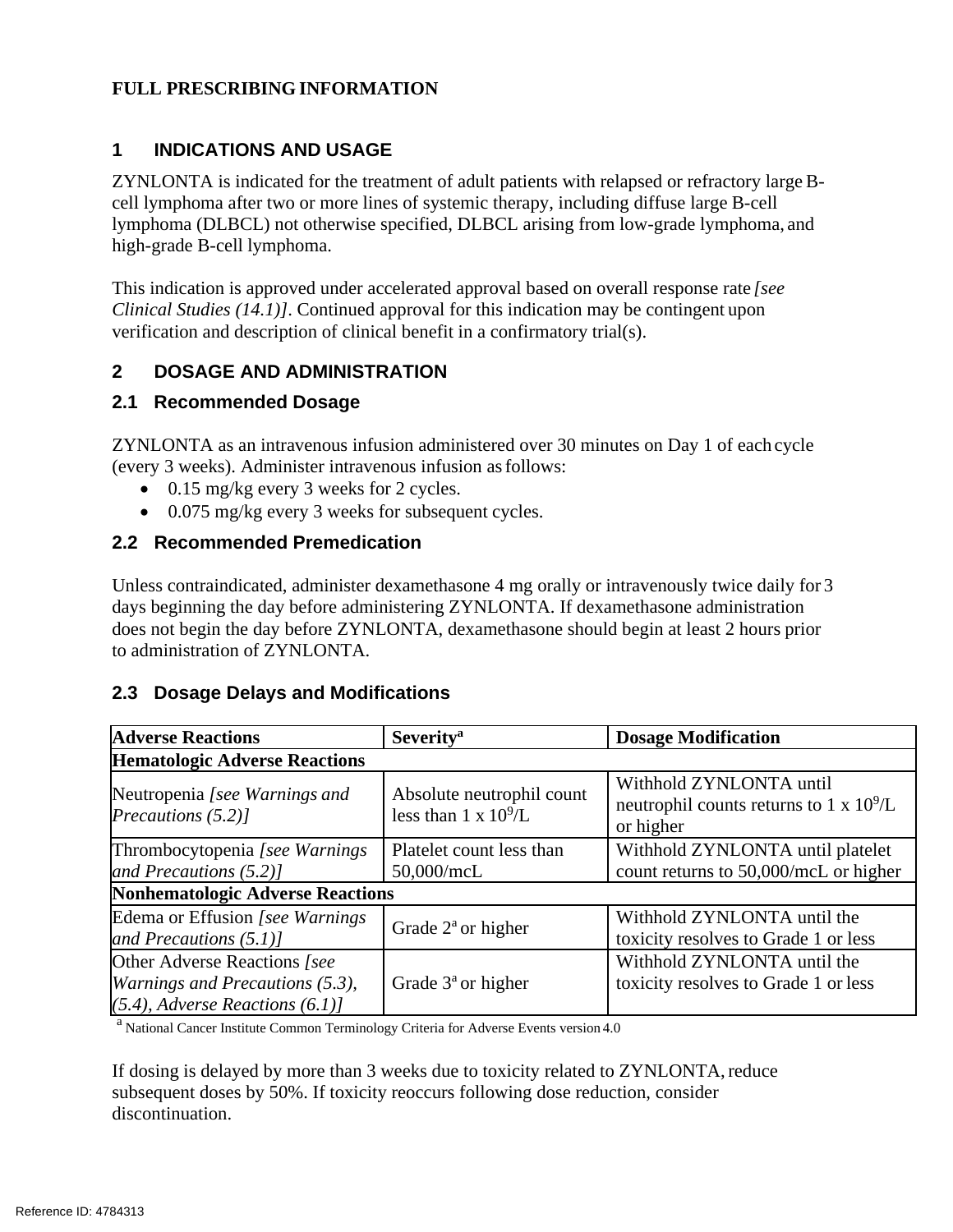**FULL PRESCRIBING INFORMATION**

## 1 INDICATIONS AND USAGE

ZYNLONTA is indicated for the treatment of adult patients with relapsed or refractory large B-cell lymphoma after two or more lines of systemic therapy, including diffuse large B-cell lymphoma (DLBCL) not otherwise specified, DLBCL arising from low-grade lymphoma, and high-grade B-cell lymphoma.

This indication is approved under accelerated approval based on overall response rate *[see Clinical Studies (14.1)]*. Continued approval for this indication may be contingent upon verification and description of clinical benefit in a confirmatory trial(s).

## 2 DOSAGE AND ADMINISTRATION

### 2.1 Recommended Dosage

ZYNLONTA as an intravenous infusion administered over 30 minutes on Day 1 of each cycle (every 3 weeks). Administer intravenous infusion as follows:

- 0.15 mg/kg every 3 weeks for 2 cycles.
- 0.075 mg/kg every 3 weeks for subsequent cycles.

### 2.2 Recommended Premedication

Unless contraindicated, administer dexamethasone 4 mg orally or intravenously twice daily for 3 days beginning the day before administering ZYNLONTA. If dexamethasone administration does not begin the day before ZYNLONTA, dexamethasone should begin at least 2 hours prior to administration of ZYNLONTA.

### 2.3 Dosage Delays and Modifications

| **Adverse Reactions** | **Severity**[a] | **Dosage Modification** |
|---|---|---|
| **Hematologic Adverse Reactions** | | |
| Neutropenia *[see Warnings and Precautions (5.2)]* | Absolute neutrophil count less than 1 x $10^9$/L | Withhold ZYNLONTA until neutrophil counts returns to 1 x $10^9$/L or higher |
| Thrombocytopenia *[see Warnings and Precautions (5.2)]* | Platelet count less than 50,000/mcL | Withhold ZYNLONTA until platelet count returns to 50,000/mcL or higher |
| **Nonhematologic Adverse Reactions** | | |
| Edema or Effusion *[see Warnings and Precautions (5.1)]* | Grade 2[a] or higher | Withhold ZYNLONTA until the toxicity resolves to Grade 1 or less |
| Other Adverse Reactions *[see Warnings and Precautions (5.3), (5.4), Adverse Reactions (6.1)]* | Grade 3[a] or higher | Withhold ZYNLONTA until the toxicity resolves to Grade 1 or less |

[a] National Cancer Institute Common Terminology Criteria for Adverse Events version 4.0

If dosing is delayed by more than 3 weeks due to toxicity related to ZYNLONTA, reduce subsequent doses by 50%. If toxicity reoccurs following dose reduction, consider discontinuation.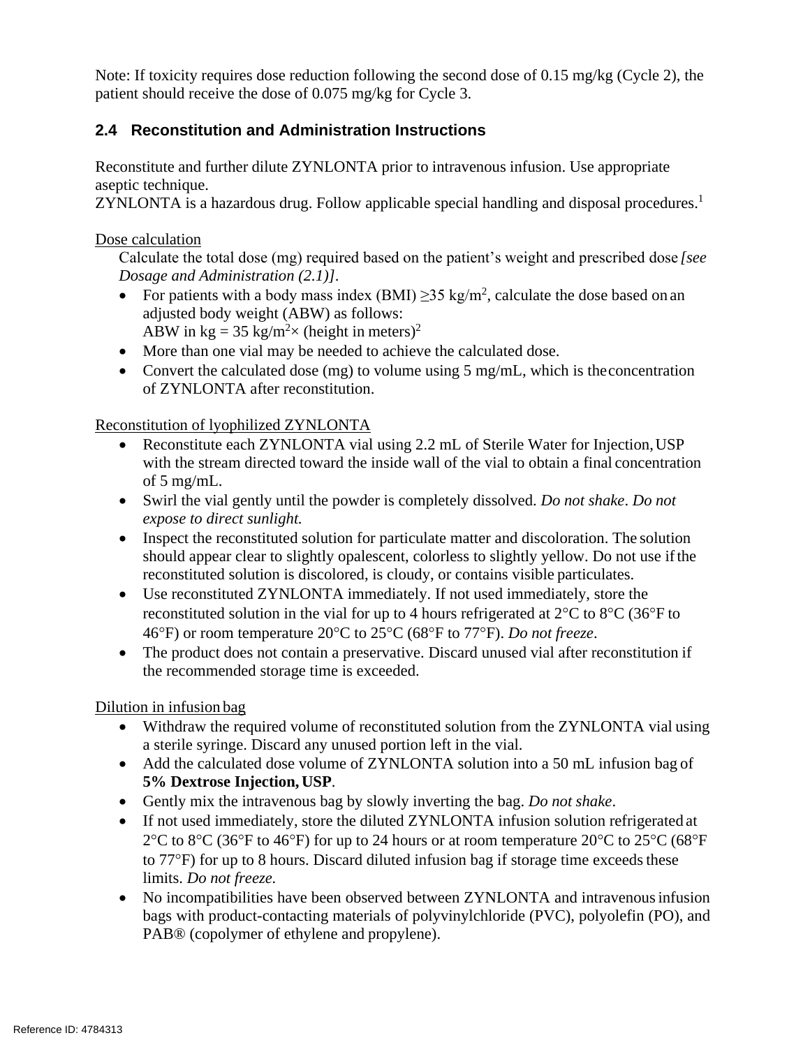Note: If toxicity requires dose reduction following the second dose of 0.15 mg/kg (Cycle 2), the patient should receive the dose of 0.075 mg/kg for Cycle 3.

## 2.4 Reconstitution and Administration Instructions

Reconstitute and further dilute ZYNLONTA prior to intravenous infusion. Use appropriate aseptic technique.
ZYNLONTA is a hazardous drug. Follow applicable special handling and disposal procedures.[1]

Dose calculation

Calculate the total dose (mg) required based on the patient's weight and prescribed dose *[see Dosage and Administration (2.1)]*.

- For patients with a body mass index (BMI) ≥35 kg/m$^2$, calculate the dose based on an adjusted body weight (ABW) as follows:
  ABW in kg = 35 kg/m$^2$× (height in meters)$^2$
- More than one vial may be needed to achieve the calculated dose.
- Convert the calculated dose (mg) to volume using 5 mg/mL, which is the concentration of ZYNLONTA after reconstitution.

Reconstitution of lyophilized ZYNLONTA

- Reconstitute each ZYNLONTA vial using 2.2 mL of Sterile Water for Injection, USP with the stream directed toward the inside wall of the vial to obtain a final concentration of 5 mg/mL.
- Swirl the vial gently until the powder is completely dissolved. *Do not shake*. *Do not expose to direct sunlight.*
- Inspect the reconstituted solution for particulate matter and discoloration. The solution should appear clear to slightly opalescent, colorless to slightly yellow. Do not use if the reconstituted solution is discolored, is cloudy, or contains visible particulates.
- Use reconstituted ZYNLONTA immediately. If not used immediately, store the reconstituted solution in the vial for up to 4 hours refrigerated at 2°C to 8°C (36°F to 46°F) or room temperature 20°C to 25°C (68°F to 77°F). *Do not freeze*.
- The product does not contain a preservative. Discard unused vial after reconstitution if the recommended storage time is exceeded.

Dilution in infusion bag

- Withdraw the required volume of reconstituted solution from the ZYNLONTA vial using a sterile syringe. Discard any unused portion left in the vial.
- Add the calculated dose volume of ZYNLONTA solution into a 50 mL infusion bag of **5% Dextrose Injection, USP**.
- Gently mix the intravenous bag by slowly inverting the bag. *Do not shake*.
- If not used immediately, store the diluted ZYNLONTA infusion solution refrigerated at 2°C to 8°C (36°F to 46°F) for up to 24 hours or at room temperature 20°C to 25°C (68°F to 77°F) for up to 8 hours. Discard diluted infusion bag if storage time exceeds these limits. *Do not freeze.*
- No incompatibilities have been observed between ZYNLONTA and intravenous infusion bags with product-contacting materials of polyvinylchloride (PVC), polyolefin (PO), and PAB® (copolymer of ethylene and propylene).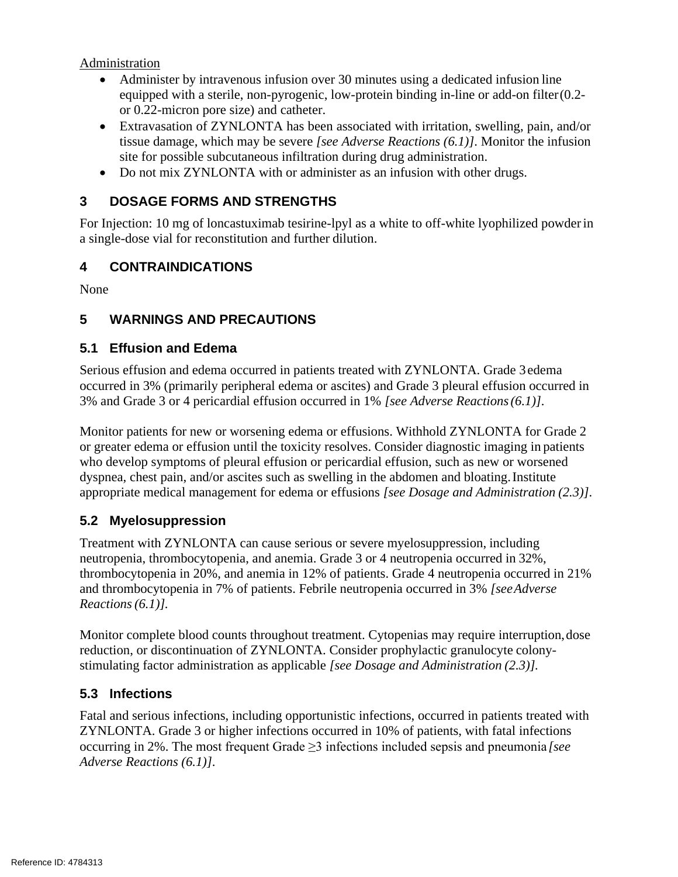Administration

- Administer by intravenous infusion over 30 minutes using a dedicated infusion line equipped with a sterile, non-pyrogenic, low-protein binding in-line or add-on filter (0.2- or 0.22-micron pore size) and catheter.
- Extravasation of ZYNLONTA has been associated with irritation, swelling, pain, and/or tissue damage, which may be severe *[see Adverse Reactions (6.1)]*. Monitor the infusion site for possible subcutaneous infiltration during drug administration.
- Do not mix ZYNLONTA with or administer as an infusion with other drugs.

## 3 DOSAGE FORMS AND STRENGTHS

For Injection: 10 mg of loncastuximab tesirine-lpyl as a white to off-white lyophilized powder in a single-dose vial for reconstitution and further dilution.

## 4 CONTRAINDICATIONS

None

## 5 WARNINGS AND PRECAUTIONS

### 5.1 Effusion and Edema

Serious effusion and edema occurred in patients treated with ZYNLONTA. Grade 3 edema occurred in 3% (primarily peripheral edema or ascites) and Grade 3 pleural effusion occurred in 3% and Grade 3 or 4 pericardial effusion occurred in 1% *[see Adverse Reactions (6.1)]*.

Monitor patients for new or worsening edema or effusions. Withhold ZYNLONTA for Grade 2 or greater edema or effusion until the toxicity resolves. Consider diagnostic imaging in patients who develop symptoms of pleural effusion or pericardial effusion, such as new or worsened dyspnea, chest pain, and/or ascites such as swelling in the abdomen and bloating. Institute appropriate medical management for edema or effusions *[see Dosage and Administration (2.3)]*.

### 5.2 Myelosuppression

Treatment with ZYNLONTA can cause serious or severe myelosuppression, including neutropenia, thrombocytopenia, and anemia. Grade 3 or 4 neutropenia occurred in 32%, thrombocytopenia in 20%, and anemia in 12% of patients. Grade 4 neutropenia occurred in 21% and thrombocytopenia in 7% of patients. Febrile neutropenia occurred in 3% *[see Adverse Reactions (6.1)]*.

Monitor complete blood counts throughout treatment. Cytopenias may require interruption, dose reduction, or discontinuation of ZYNLONTA. Consider prophylactic granulocyte colony-stimulating factor administration as applicable *[see Dosage and Administration (2.3)]*.

### 5.3 Infections

Fatal and serious infections, including opportunistic infections, occurred in patients treated with ZYNLONTA. Grade 3 or higher infections occurred in 10% of patients, with fatal infections occurring in 2%. The most frequent Grade ≥3 infections included sepsis and pneumonia *[see Adverse Reactions (6.1)]*.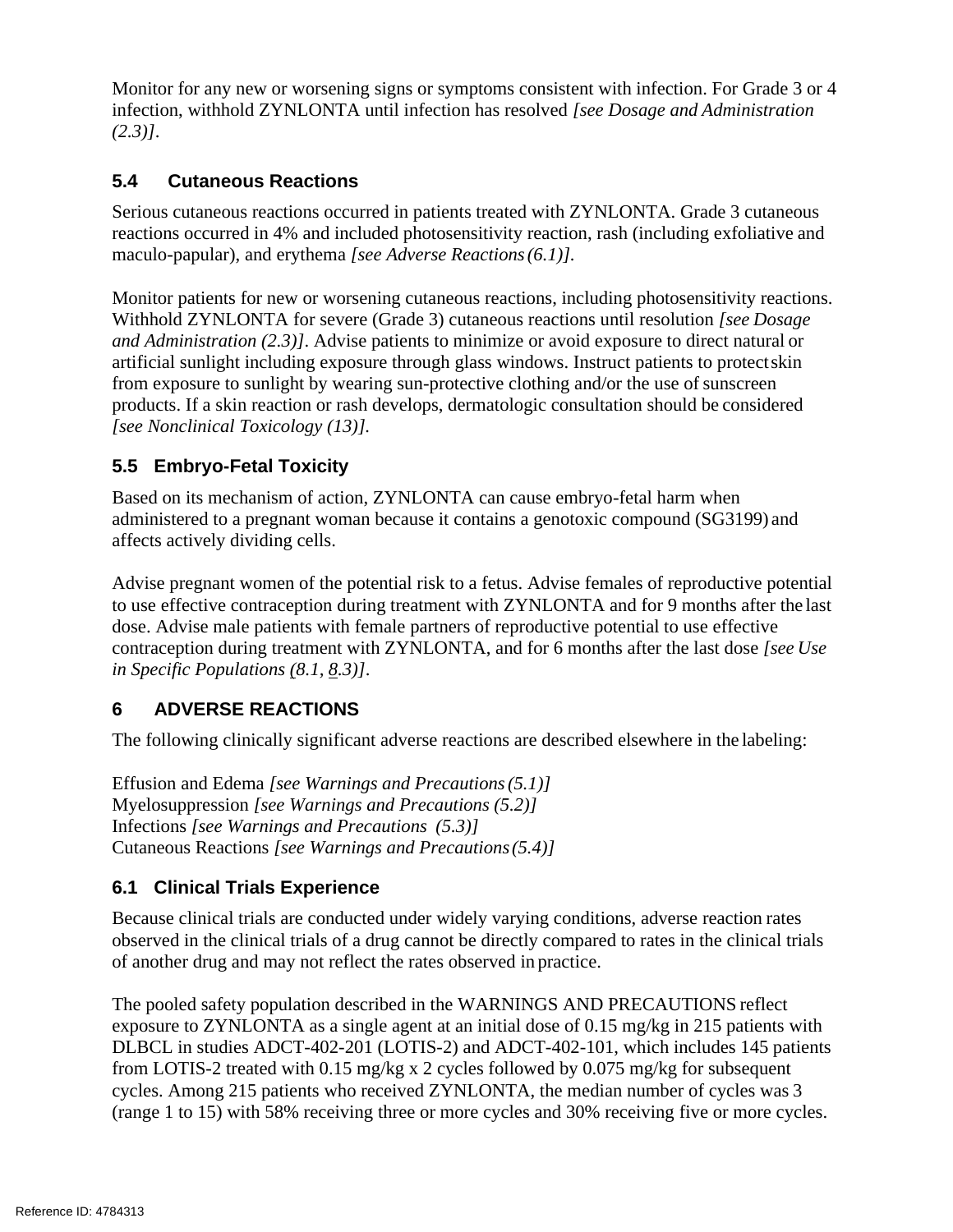Monitor for any new or worsening signs or symptoms consistent with infection. For Grade 3 or 4 infection, withhold ZYNLONTA until infection has resolved *[see Dosage and Administration (2.3)]*.

## 5.4 Cutaneous Reactions

Serious cutaneous reactions occurred in patients treated with ZYNLONTA. Grade 3 cutaneous reactions occurred in 4% and included photosensitivity reaction, rash (including exfoliative and maculo-papular), and erythema *[see Adverse Reactions (6.1)]*.

Monitor patients for new or worsening cutaneous reactions, including photosensitivity reactions. Withhold ZYNLONTA for severe (Grade 3) cutaneous reactions until resolution *[see Dosage and Administration (2.3)]*. Advise patients to minimize or avoid exposure to direct natural or artificial sunlight including exposure through glass windows. Instruct patients to protect skin from exposure to sunlight by wearing sun-protective clothing and/or the use of sunscreen products. If a skin reaction or rash develops, dermatologic consultation should be considered *[see Nonclinical Toxicology (13)]*.

## 5.5 Embryo-Fetal Toxicity

Based on its mechanism of action, ZYNLONTA can cause embryo-fetal harm when administered to a pregnant woman because it contains a genotoxic compound (SG3199) and affects actively dividing cells.

Advise pregnant women of the potential risk to a fetus. Advise females of reproductive potential to use effective contraception during treatment with ZYNLONTA and for 9 months after the last dose. Advise male patients with female partners of reproductive potential to use effective contraception during treatment with ZYNLONTA, and for 6 months after the last dose *[see Use in Specific Populations (8.1, 8.3)]*.

# 6 ADVERSE REACTIONS

The following clinically significant adverse reactions are described elsewhere in the labeling:

Effusion and Edema *[see Warnings and Precautions (5.1)]*
Myelosuppression *[see Warnings and Precautions (5.2)]*
Infections *[see Warnings and Precautions (5.3)]*
Cutaneous Reactions *[see Warnings and Precautions (5.4)]*

## 6.1 Clinical Trials Experience

Because clinical trials are conducted under widely varying conditions, adverse reaction rates observed in the clinical trials of a drug cannot be directly compared to rates in the clinical trials of another drug and may not reflect the rates observed in practice.

The pooled safety population described in the WARNINGS AND PRECAUTIONS reflect exposure to ZYNLONTA as a single agent at an initial dose of 0.15 mg/kg in 215 patients with DLBCL in studies ADCT-402-201 (LOTIS-2) and ADCT-402-101, which includes 145 patients from LOTIS-2 treated with 0.15 mg/kg x 2 cycles followed by 0.075 mg/kg for subsequent cycles. Among 215 patients who received ZYNLONTA, the median number of cycles was 3 (range 1 to 15) with 58% receiving three or more cycles and 30% receiving five or more cycles.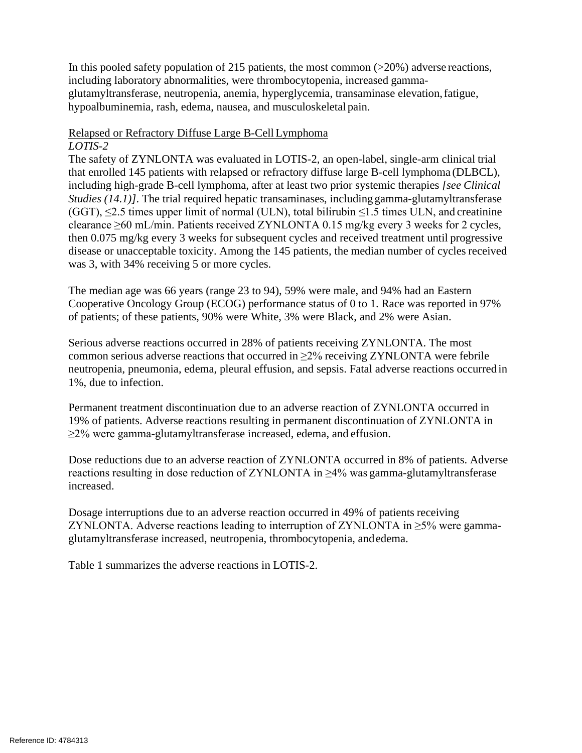In this pooled safety population of 215 patients, the most common (>20%) adverse reactions, including laboratory abnormalities, were thrombocytopenia, increased gamma-glutamyltransferase, neutropenia, anemia, hyperglycemia, transaminase elevation, fatigue, hypoalbuminemia, rash, edema, nausea, and musculoskeletal pain.

<u>Relapsed or Refractory Diffuse Large B-Cell Lymphoma</u>

*LOTIS-2*

The safety of ZYNLONTA was evaluated in LOTIS-2, an open-label, single-arm clinical trial that enrolled 145 patients with relapsed or refractory diffuse large B-cell lymphoma (DLBCL), including high-grade B-cell lymphoma, after at least two prior systemic therapies *[see Clinical Studies (14.1)]*. The trial required hepatic transaminases, including gamma-glutamyltransferase (GGT), ≤2.5 times upper limit of normal (ULN), total bilirubin ≤1.5 times ULN, and creatinine clearance ≥60 mL/min. Patients received ZYNLONTA 0.15 mg/kg every 3 weeks for 2 cycles, then 0.075 mg/kg every 3 weeks for subsequent cycles and received treatment until progressive disease or unacceptable toxicity. Among the 145 patients, the median number of cycles received was 3, with 34% receiving 5 or more cycles.

The median age was 66 years (range 23 to 94), 59% were male, and 94% had an Eastern Cooperative Oncology Group (ECOG) performance status of 0 to 1. Race was reported in 97% of patients; of these patients, 90% were White, 3% were Black, and 2% were Asian.

Serious adverse reactions occurred in 28% of patients receiving ZYNLONTA. The most common serious adverse reactions that occurred in ≥2% receiving ZYNLONTA were febrile neutropenia, pneumonia, edema, pleural effusion, and sepsis. Fatal adverse reactions occurred in 1%, due to infection.

Permanent treatment discontinuation due to an adverse reaction of ZYNLONTA occurred in 19% of patients. Adverse reactions resulting in permanent discontinuation of ZYNLONTA in ≥2% were gamma-glutamyltransferase increased, edema, and effusion.

Dose reductions due to an adverse reaction of ZYNLONTA occurred in 8% of patients. Adverse reactions resulting in dose reduction of ZYNLONTA in ≥4% was gamma-glutamyltransferase increased.

Dosage interruptions due to an adverse reaction occurred in 49% of patients receiving ZYNLONTA. Adverse reactions leading to interruption of ZYNLONTA in ≥5% were gamma-glutamyltransferase increased, neutropenia, thrombocytopenia, and edema.

Table 1 summarizes the adverse reactions in LOTIS-2.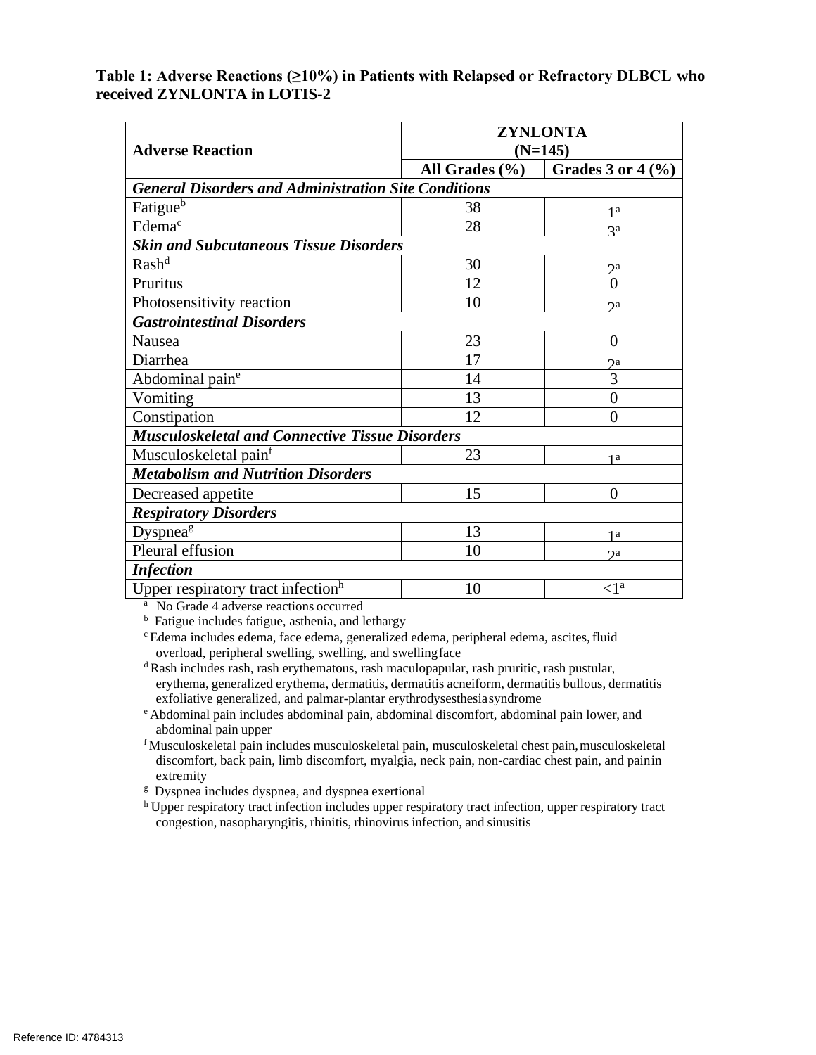**Table 1: Adverse Reactions (≥10%) in Patients with Relapsed or Refractory DLBCL who received ZYNLONTA in LOTIS-2**

| Adverse Reaction | ZYNLONTA (N=145) | |
|---|---|---|
| | All Grades (%) | Grades 3 or 4 (%) |
| ***General Disorders and Administration Site Conditions*** | | |
| Fatigue[b] | 38 | 1[a] |
| Edema[c] | 28 | 3[a] |
| ***Skin and Subcutaneous Tissue Disorders*** | | |
| Rash[d] | 30 | 2[a] |
| Pruritus | 12 | 0 |
| Photosensitivity reaction | 10 | 2[a] |
| ***Gastrointestinal Disorders*** | | |
| Nausea | 23 | 0 |
| Diarrhea | 17 | 2[a] |
| Abdominal pain[e] | 14 | 3 |
| Vomiting | 13 | 0 |
| Constipation | 12 | 0 |
| ***Musculoskeletal and Connective Tissue Disorders*** | | |
| Musculoskeletal pain[f] | 23 | 1[a] |
| ***Metabolism and Nutrition Disorders*** | | |
| Decreased appetite | 15 | 0 |
| ***Respiratory Disorders*** | | |
| Dyspnea[g] | 13 | 1[a] |
| Pleural effusion | 10 | 2[a] |
| ***Infection*** | | |
| Upper respiratory tract infection[h] | 10 | <1[a] |

[a] No Grade 4 adverse reactions occurred

[b] Fatigue includes fatigue, asthenia, and lethargy

[c] Edema includes edema, face edema, generalized edema, peripheral edema, ascites, fluid overload, peripheral swelling, swelling, and swelling face

[d] Rash includes rash, rash erythematous, rash maculopapular, rash pruritic, rash pustular, erythema, generalized erythema, dermatitis, dermatitis acneiform, dermatitis bullous, dermatitis exfoliative generalized, and palmar-plantar erythrodysesthesia syndrome

[e] Abdominal pain includes abdominal pain, abdominal discomfort, abdominal pain lower, and abdominal pain upper

[f] Musculoskeletal pain includes musculoskeletal pain, musculoskeletal chest pain, musculoskeletal discomfort, back pain, limb discomfort, myalgia, neck pain, non-cardiac chest pain, and pain in extremity

[g] Dyspnea includes dyspnea, and dyspnea exertional

[h] Upper respiratory tract infection includes upper respiratory tract infection, upper respiratory tract congestion, nasopharyngitis, rhinitis, rhinovirus infection, and sinusitis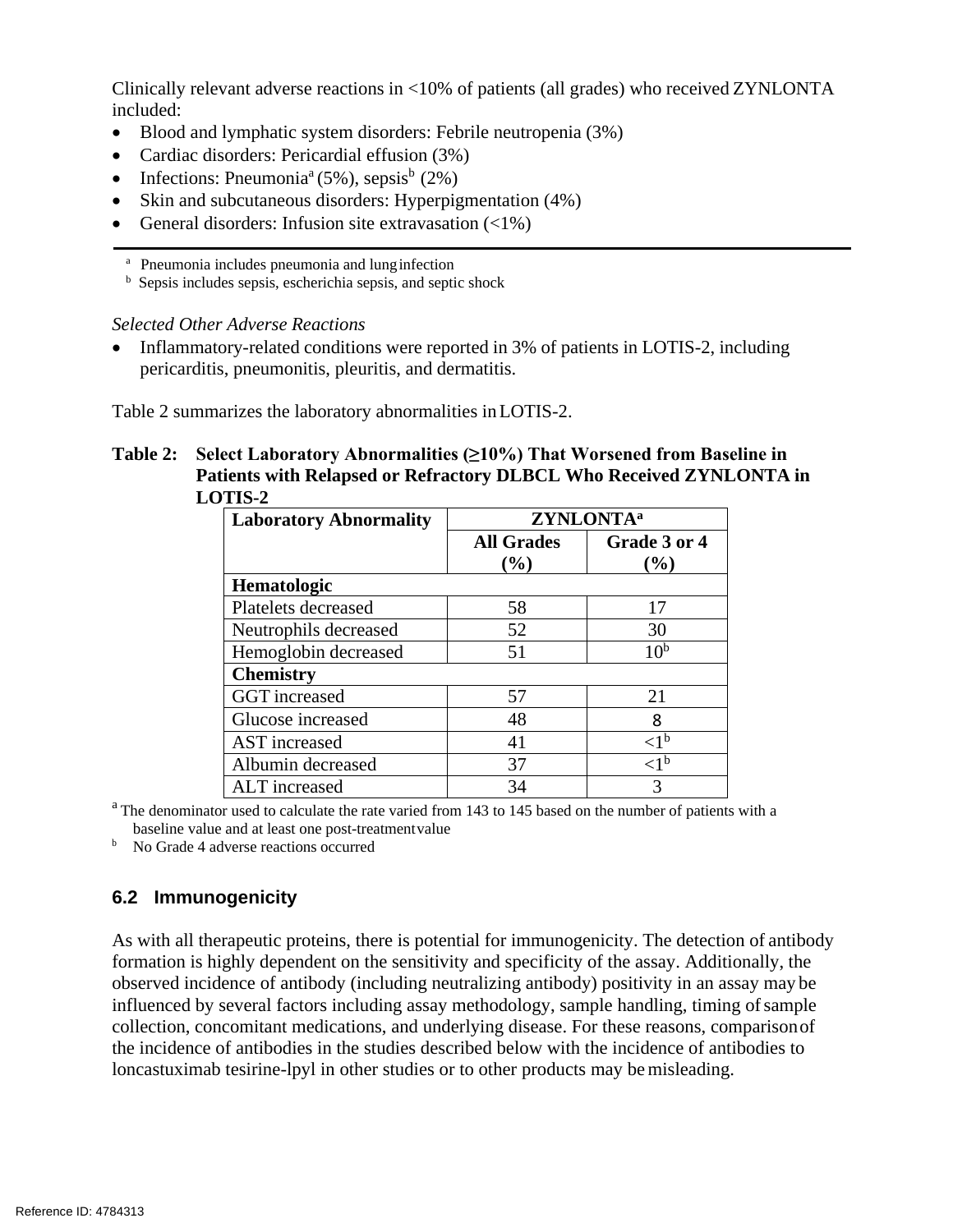Clinically relevant adverse reactions in <10% of patients (all grades) who received ZYNLONTA included:

- Blood and lymphatic system disorders: Febrile neutropenia (3%)
- Cardiac disorders: Pericardial effusion (3%)
- Infections: Pneumonia[a] (5%), sepsis[b] (2%)
- Skin and subcutaneous disorders: Hyperpigmentation (4%)
- General disorders: Infusion site extravasation (<1%)

---

[a] Pneumonia includes pneumonia and lung infection

[b] Sepsis includes sepsis, escherichia sepsis, and septic shock

*Selected Other Adverse Reactions*

- Inflammatory-related conditions were reported in 3% of patients in LOTIS-2, including pericarditis, pneumonitis, pleuritis, and dermatitis.

Table 2 summarizes the laboratory abnormalities in LOTIS-2.

**Table 2: Select Laboratory Abnormalities (≥10%) That Worsened from Baseline in Patients with Relapsed or Refractory DLBCL Who Received ZYNLONTA in LOTIS-2**

| Laboratory Abnormality | ZYNLONTA[a] | |
|---|---|---|
| | **All Grades (%)** | **Grade 3 or 4 (%)** |
| **Hematologic** | | |
| Platelets decreased | 58 | 17 |
| Neutrophils decreased | 52 | 30 |
| Hemoglobin decreased | 51 | 10[b] |
| **Chemistry** | | |
| GGT increased | 57 | 21 |
| Glucose increased | 48 | 8 |
| AST increased | 41 | <1[b] |
| Albumin decreased | 37 | <1[b] |
| ALT increased | 34 | 3 |

[a] The denominator used to calculate the rate varied from 143 to 145 based on the number of patients with a baseline value and at least one post-treatment value

[b] No Grade 4 adverse reactions occurred

### 6.2 Immunogenicity

As with all therapeutic proteins, there is potential for immunogenicity. The detection of antibody formation is highly dependent on the sensitivity and specificity of the assay. Additionally, the observed incidence of antibody (including neutralizing antibody) positivity in an assay may be influenced by several factors including assay methodology, sample handling, timing of sample collection, concomitant medications, and underlying disease. For these reasons, comparison of the incidence of antibodies in the studies described below with the incidence of antibodies to loncastuximab tesirine-lpyl in other studies or to other products may be misleading.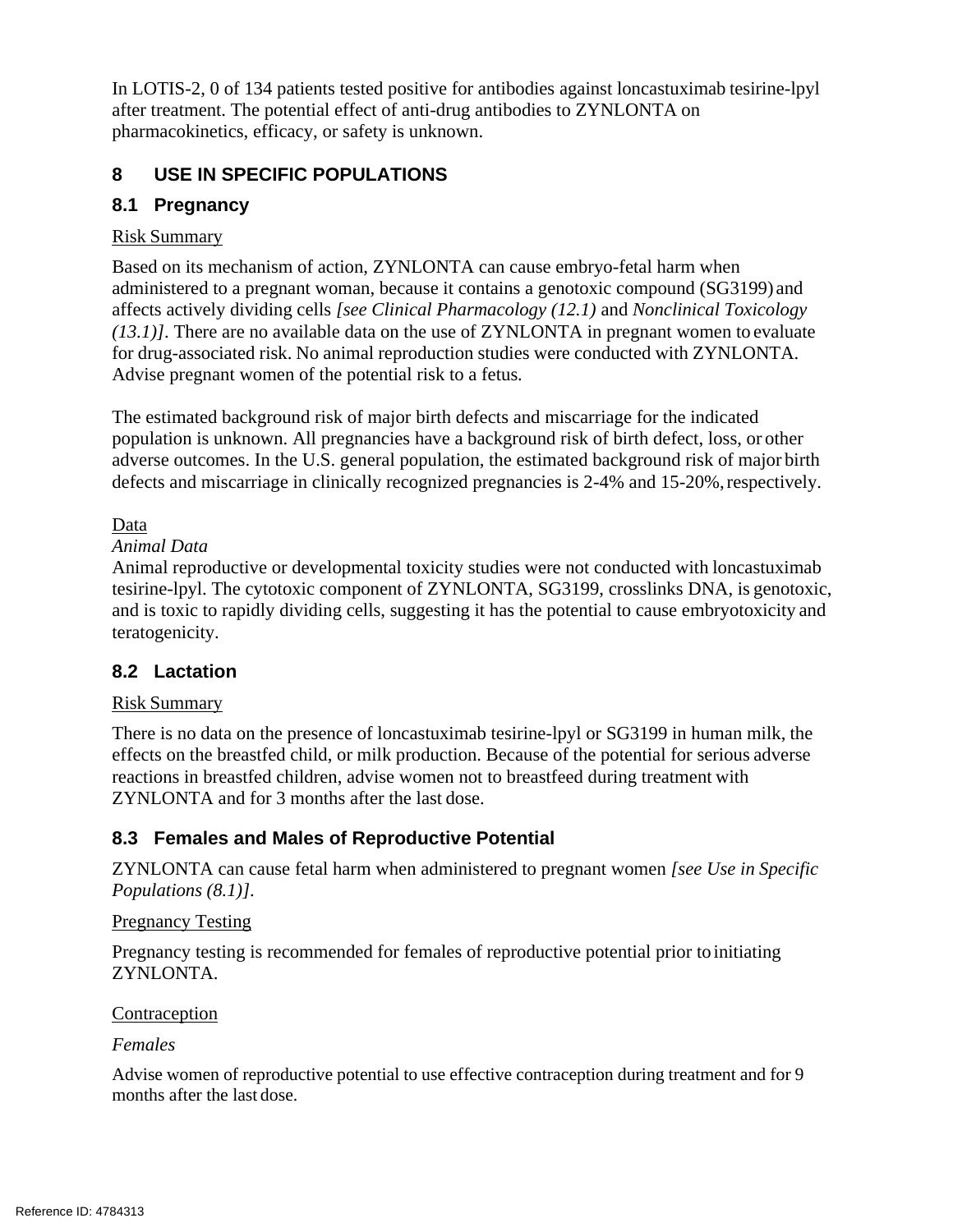In LOTIS-2, 0 of 134 patients tested positive for antibodies against loncastuximab tesirine-lpyl after treatment. The potential effect of anti-drug antibodies to ZYNLONTA on pharmacokinetics, efficacy, or safety is unknown.

## 8 USE IN SPECIFIC POPULATIONS

### 8.1 Pregnancy

Risk Summary

Based on its mechanism of action, ZYNLONTA can cause embryo-fetal harm when administered to a pregnant woman, because it contains a genotoxic compound (SG3199) and affects actively dividing cells *[see Clinical Pharmacology (12.1)* and *Nonclinical Toxicology (13.1)]*. There are no available data on the use of ZYNLONTA in pregnant women to evaluate for drug-associated risk. No animal reproduction studies were conducted with ZYNLONTA. Advise pregnant women of the potential risk to a fetus.

The estimated background risk of major birth defects and miscarriage for the indicated population is unknown. All pregnancies have a background risk of birth defect, loss, or other adverse outcomes. In the U.S. general population, the estimated background risk of major birth defects and miscarriage in clinically recognized pregnancies is 2-4% and 15-20%, respectively.

Data

*Animal Data*

Animal reproductive or developmental toxicity studies were not conducted with loncastuximab tesirine-lpyl. The cytotoxic component of ZYNLONTA, SG3199, crosslinks DNA, is genotoxic, and is toxic to rapidly dividing cells, suggesting it has the potential to cause embryotoxicity and teratogenicity.

### 8.2 Lactation

Risk Summary

There is no data on the presence of loncastuximab tesirine-lpyl or SG3199 in human milk, the effects on the breastfed child, or milk production. Because of the potential for serious adverse reactions in breastfed children, advise women not to breastfeed during treatment with ZYNLONTA and for 3 months after the last dose.

### 8.3 Females and Males of Reproductive Potential

ZYNLONTA can cause fetal harm when administered to pregnant women *[see Use in Specific Populations (8.1)]*.

Pregnancy Testing

Pregnancy testing is recommended for females of reproductive potential prior to initiating ZYNLONTA.

Contraception

*Females*

Advise women of reproductive potential to use effective contraception during treatment and for 9 months after the last dose.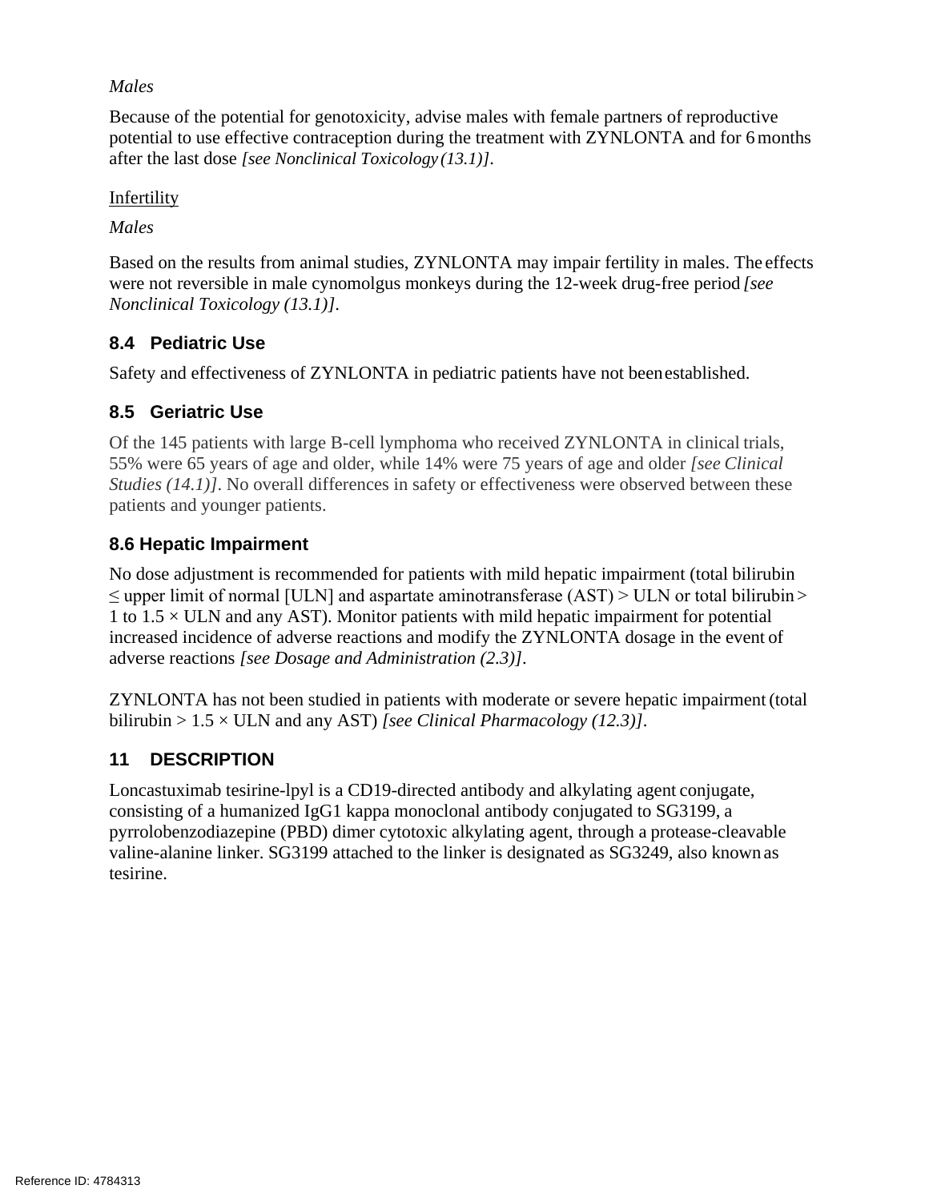*Males*

Because of the potential for genotoxicity, advise males with female partners of reproductive potential to use effective contraception during the treatment with ZYNLONTA and for 6 months after the last dose *[see Nonclinical Toxicology (13.1)]*.

Infertility

*Males*

Based on the results from animal studies, ZYNLONTA may impair fertility in males. The effects were not reversible in male cynomolgus monkeys during the 12-week drug-free period *[see Nonclinical Toxicology (13.1)]*.

### 8.4 Pediatric Use

Safety and effectiveness of ZYNLONTA in pediatric patients have not been established.

### 8.5 Geriatric Use

Of the 145 patients with large B-cell lymphoma who received ZYNLONTA in clinical trials, 55% were 65 years of age and older, while 14% were 75 years of age and older *[see Clinical Studies (14.1)]*. No overall differences in safety or effectiveness were observed between these patients and younger patients.

### 8.6 Hepatic Impairment

No dose adjustment is recommended for patients with mild hepatic impairment (total bilirubin ≤ upper limit of normal [ULN] and aspartate aminotransferase (AST) > ULN or total bilirubin > 1 to 1.5 × ULN and any AST). Monitor patients with mild hepatic impairment for potential increased incidence of adverse reactions and modify the ZYNLONTA dosage in the event of adverse reactions *[see Dosage and Administration (2.3)]*.

ZYNLONTA has not been studied in patients with moderate or severe hepatic impairment (total bilirubin > 1.5 × ULN and any AST) *[see Clinical Pharmacology (12.3)]*.

## 11 DESCRIPTION

Loncastuximab tesirine-lpyl is a CD19-directed antibody and alkylating agent conjugate, consisting of a humanized IgG1 kappa monoclonal antibody conjugated to SG3199, a pyrrolobenzodiazepine (PBD) dimer cytotoxic alkylating agent, through a protease-cleavable valine-alanine linker. SG3199 attached to the linker is designated as SG3249, also known as tesirine.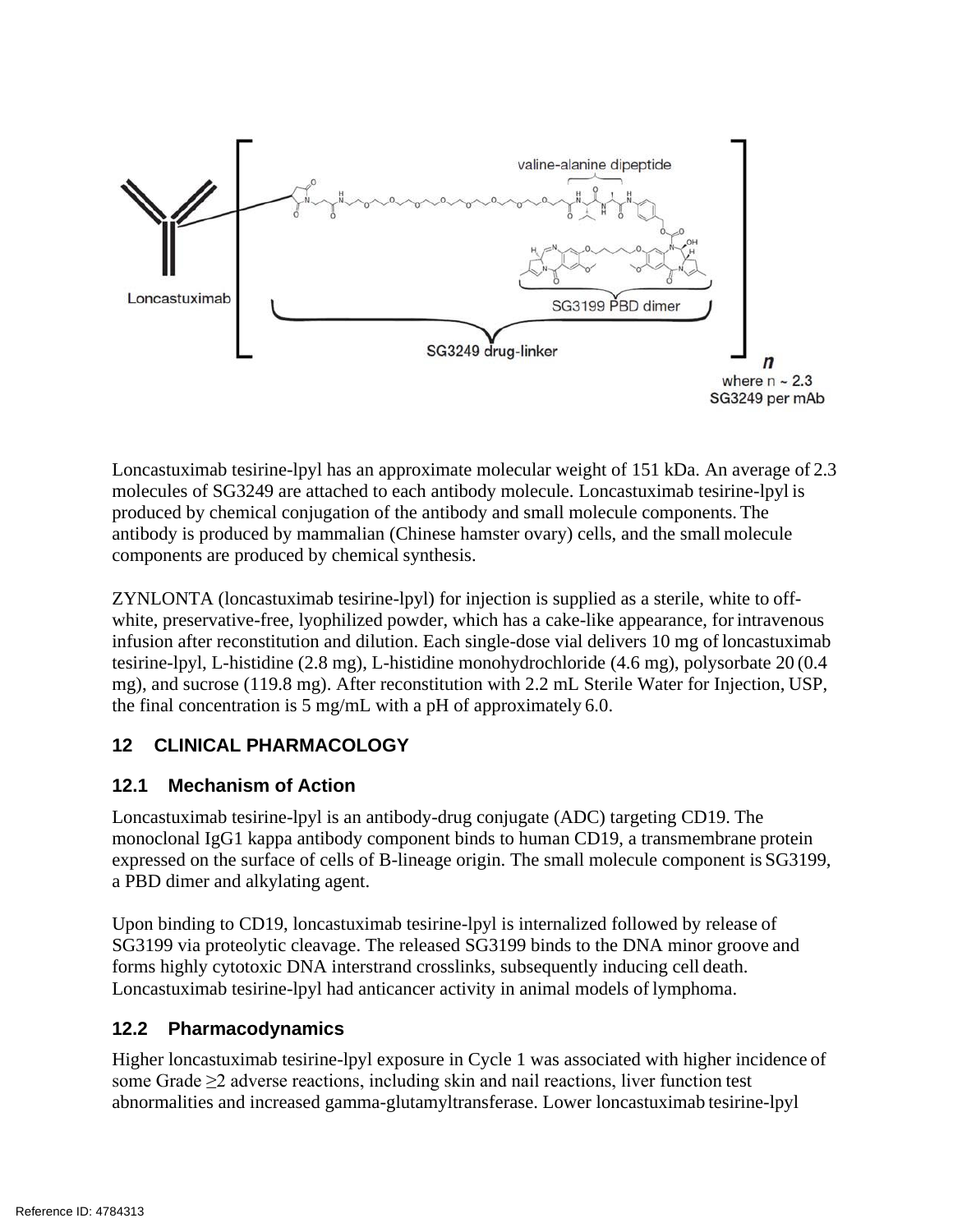Loncastuximab tesirine-lpyl has an approximate molecular weight of 151 kDa. An average of 2.3 molecules of SG3249 are attached to each antibody molecule. Loncastuximab tesirine-lpyl is produced by chemical conjugation of the antibody and small molecule components. The antibody is produced by mammalian (Chinese hamster ovary) cells, and the small molecule components are produced by chemical synthesis.

ZYNLONTA (loncastuximab tesirine-lpyl) for injection is supplied as a sterile, white to off-white, preservative-free, lyophilized powder, which has a cake-like appearance, for intravenous infusion after reconstitution and dilution. Each single-dose vial delivers 10 mg of loncastuximab tesirine-lpyl, L-histidine (2.8 mg), L-histidine monohydrochloride (4.6 mg), polysorbate 20 (0.4 mg), and sucrose (119.8 mg). After reconstitution with 2.2 mL Sterile Water for Injection, USP, the final concentration is 5 mg/mL with a pH of approximately 6.0.

## 12 CLINICAL PHARMACOLOGY

### 12.1 Mechanism of Action

Loncastuximab tesirine-lpyl is an antibody-drug conjugate (ADC) targeting CD19. The monoclonal IgG1 kappa antibody component binds to human CD19, a transmembrane protein expressed on the surface of cells of B-lineage origin. The small molecule component is SG3199, a PBD dimer and alkylating agent.

Upon binding to CD19, loncastuximab tesirine-lpyl is internalized followed by release of SG3199 via proteolytic cleavage. The released SG3199 binds to the DNA minor groove and forms highly cytotoxic DNA interstrand crosslinks, subsequently inducing cell death. Loncastuximab tesirine-lpyl had anticancer activity in animal models of lymphoma.

### 12.2 Pharmacodynamics

Higher loncastuximab tesirine-lpyl exposure in Cycle 1 was associated with higher incidence of some Grade ≥2 adverse reactions, including skin and nail reactions, liver function test abnormalities and increased gamma-glutamyltransferase. Lower loncastuximab tesirine-lpyl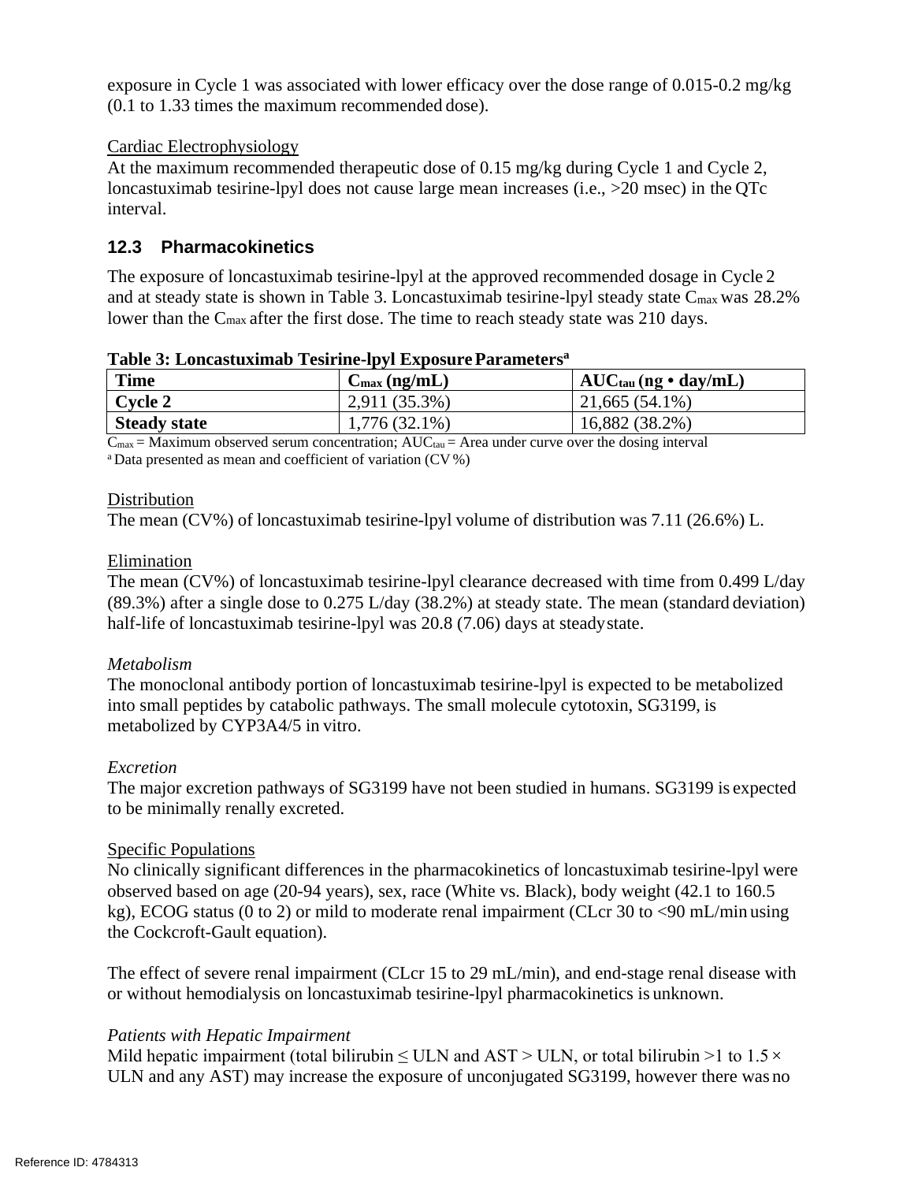exposure in Cycle 1 was associated with lower efficacy over the dose range of 0.015-0.2 mg/kg (0.1 to 1.33 times the maximum recommended dose).

Cardiac Electrophysiology

At the maximum recommended therapeutic dose of 0.15 mg/kg during Cycle 1 and Cycle 2, loncastuximab tesirine-lpyl does not cause large mean increases (i.e., >20 msec) in the QTc interval.

### 12.3 Pharmacokinetics

The exposure of loncastuximab tesirine-lpyl at the approved recommended dosage in Cycle 2 and at steady state is shown in Table 3. Loncastuximab tesirine-lpyl steady state $C_{max}$ was 28.2% lower than the $C_{max}$ after the first dose. The time to reach steady state was 210 days.

**Table 3: Loncastuximab Tesirine-lpyl Exposure Parameters[a]**

| Time | $C_{max}$ (ng/mL) | $AUC_{tau}$ (ng • day/mL) |
|---|---|---|
| **Cycle 2** | 2,911 (35.3%) | 21,665 (54.1%) |
| **Steady state** | 1,776 (32.1%) | 16,882 (38.2%) |

$C_{max}$ = Maximum observed serum concentration; $AUC_{tau}$ = Area under curve over the dosing interval

[a] Data presented as mean and coefficient of variation (CV %)

Distribution

The mean (CV%) of loncastuximab tesirine-lpyl volume of distribution was 7.11 (26.6%) L.

Elimination

The mean (CV%) of loncastuximab tesirine-lpyl clearance decreased with time from 0.499 L/day (89.3%) after a single dose to 0.275 L/day (38.2%) at steady state. The mean (standard deviation) half-life of loncastuximab tesirine-lpyl was 20.8 (7.06) days at steady state.

*Metabolism*

The monoclonal antibody portion of loncastuximab tesirine-lpyl is expected to be metabolized into small peptides by catabolic pathways. The small molecule cytotoxin, SG3199, is metabolized by CYP3A4/5 in vitro.

*Excretion*

The major excretion pathways of SG3199 have not been studied in humans. SG3199 is expected to be minimally renally excreted.

Specific Populations

No clinically significant differences in the pharmacokinetics of loncastuximab tesirine-lpyl were observed based on age (20-94 years), sex, race (White vs. Black), body weight (42.1 to 160.5 kg), ECOG status (0 to 2) or mild to moderate renal impairment (CLcr 30 to <90 mL/min using the Cockcroft-Gault equation).

The effect of severe renal impairment (CLcr 15 to 29 mL/min), and end-stage renal disease with or without hemodialysis on loncastuximab tesirine-lpyl pharmacokinetics is unknown.

*Patients with Hepatic Impairment*

Mild hepatic impairment (total bilirubin ≤ ULN and AST > ULN, or total bilirubin >1 to 1.5 × ULN and any AST) may increase the exposure of unconjugated SG3199, however there was no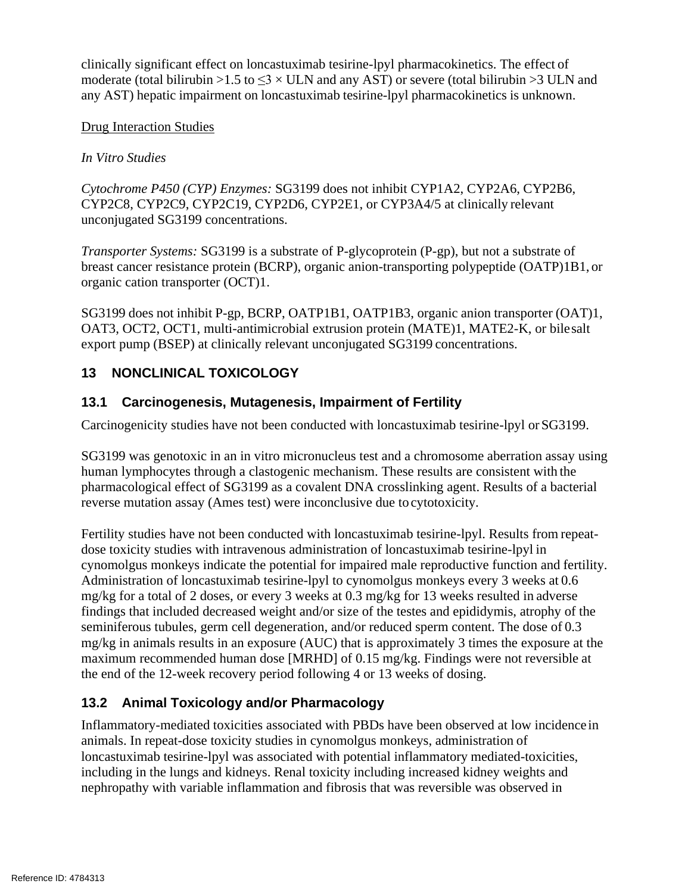clinically significant effect on loncastuximab tesirine-lpyl pharmacokinetics. The effect of moderate (total bilirubin >1.5 to ≤3 × ULN and any AST) or severe (total bilirubin >3 ULN and any AST) hepatic impairment on loncastuximab tesirine-lpyl pharmacokinetics is unknown.

Drug Interaction Studies

*In Vitro Studies*

*Cytochrome P450 (CYP) Enzymes:* SG3199 does not inhibit CYP1A2, CYP2A6, CYP2B6, CYP2C8, CYP2C9, CYP2C19, CYP2D6, CYP2E1, or CYP3A4/5 at clinically relevant unconjugated SG3199 concentrations.

*Transporter Systems:* SG3199 is a substrate of P-glycoprotein (P-gp), but not a substrate of breast cancer resistance protein (BCRP), organic anion-transporting polypeptide (OATP)1B1, or organic cation transporter (OCT)1.

SG3199 does not inhibit P-gp, BCRP, OATP1B1, OATP1B3, organic anion transporter (OAT)1, OAT3, OCT2, OCT1, multi-antimicrobial extrusion protein (MATE)1, MATE2-K, or bile salt export pump (BSEP) at clinically relevant unconjugated SG3199 concentrations.

## 13 NONCLINICAL TOXICOLOGY

### 13.1 Carcinogenesis, Mutagenesis, Impairment of Fertility

Carcinogenicity studies have not been conducted with loncastuximab tesirine-lpyl or SG3199.

SG3199 was genotoxic in an in vitro micronucleus test and a chromosome aberration assay using human lymphocytes through a clastogenic mechanism. These results are consistent with the pharmacological effect of SG3199 as a covalent DNA crosslinking agent. Results of a bacterial reverse mutation assay (Ames test) were inconclusive due to cytotoxicity.

Fertility studies have not been conducted with loncastuximab tesirine-lpyl. Results from repeat-dose toxicity studies with intravenous administration of loncastuximab tesirine-lpyl in cynomolgus monkeys indicate the potential for impaired male reproductive function and fertility. Administration of loncastuximab tesirine-lpyl to cynomolgus monkeys every 3 weeks at 0.6 mg/kg for a total of 2 doses, or every 3 weeks at 0.3 mg/kg for 13 weeks resulted in adverse findings that included decreased weight and/or size of the testes and epididymis, atrophy of the seminiferous tubules, germ cell degeneration, and/or reduced sperm content. The dose of 0.3 mg/kg in animals results in an exposure (AUC) that is approximately 3 times the exposure at the maximum recommended human dose [MRHD] of 0.15 mg/kg. Findings were not reversible at the end of the 12-week recovery period following 4 or 13 weeks of dosing.

### 13.2 Animal Toxicology and/or Pharmacology

Inflammatory-mediated toxicities associated with PBDs have been observed at low incidence in animals. In repeat-dose toxicity studies in cynomolgus monkeys, administration of loncastuximab tesirine-lpyl was associated with potential inflammatory mediated-toxicities, including in the lungs and kidneys. Renal toxicity including increased kidney weights and nephropathy with variable inflammation and fibrosis that was reversible was observed in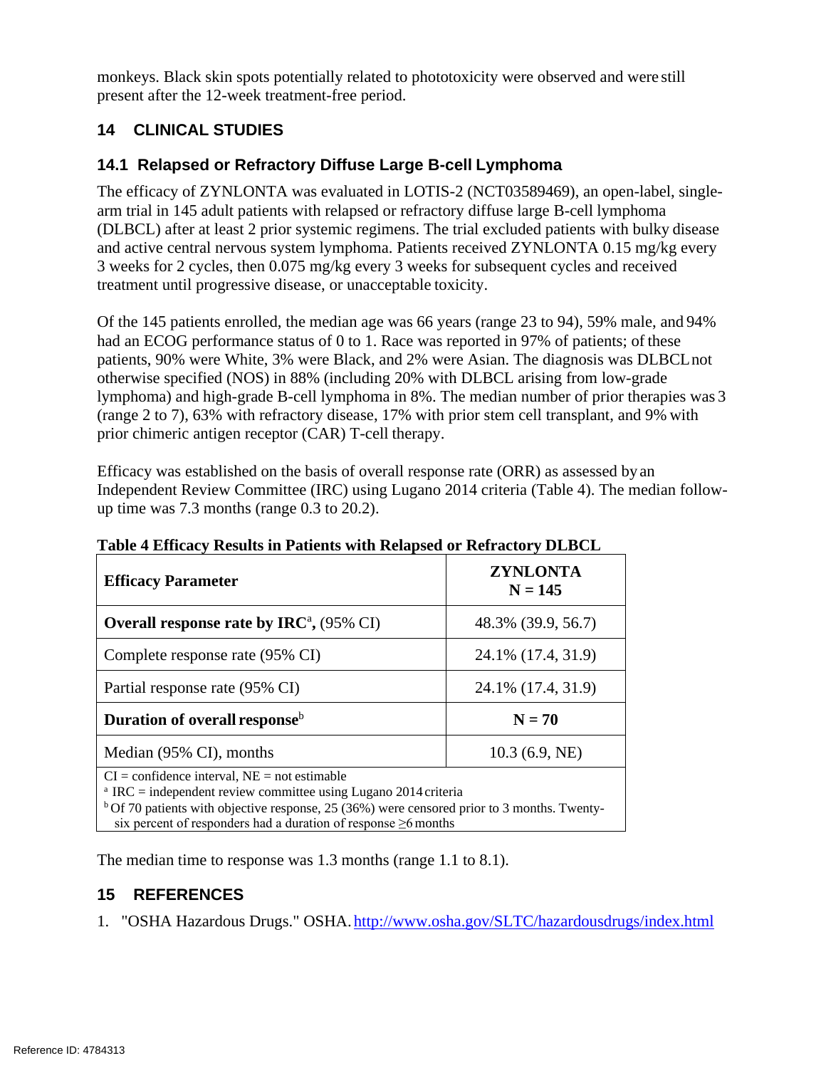monkeys. Black skin spots potentially related to phototoxicity were observed and were still present after the 12-week treatment-free period.

## 14 CLINICAL STUDIES

### 14.1 Relapsed or Refractory Diffuse Large B-cell Lymphoma

The efficacy of ZYNLONTA was evaluated in LOTIS-2 (NCT03589469), an open-label, single-arm trial in 145 adult patients with relapsed or refractory diffuse large B-cell lymphoma (DLBCL) after at least 2 prior systemic regimens. The trial excluded patients with bulky disease and active central nervous system lymphoma. Patients received ZYNLONTA 0.15 mg/kg every 3 weeks for 2 cycles, then 0.075 mg/kg every 3 weeks for subsequent cycles and received treatment until progressive disease, or unacceptable toxicity.

Of the 145 patients enrolled, the median age was 66 years (range 23 to 94), 59% male, and 94% had an ECOG performance status of 0 to 1. Race was reported in 97% of patients; of these patients, 90% were White, 3% were Black, and 2% were Asian. The diagnosis was DLBCL not otherwise specified (NOS) in 88% (including 20% with DLBCL arising from low-grade lymphoma) and high-grade B-cell lymphoma in 8%. The median number of prior therapies was 3 (range 2 to 7), 63% with refractory disease, 17% with prior stem cell transplant, and 9% with prior chimeric antigen receptor (CAR) T-cell therapy.

Efficacy was established on the basis of overall response rate (ORR) as assessed by an Independent Review Committee (IRC) using Lugano 2014 criteria (Table 4). The median follow-up time was 7.3 months (range 0.3 to 20.2).

**Table 4 Efficacy Results in Patients with Relapsed or Refractory DLBCL**

| **Efficacy Parameter** | **ZYNLONTA N = 145** |
|---|---|
| **Overall response rate by IRC[a],** (95% CI) | 48.3% (39.9, 56.7) |
| Complete response rate (95% CI) | 24.1% (17.4, 31.9) |
| Partial response rate (95% CI) | 24.1% (17.4, 31.9) |
| **Duration of overall response[b]** | **N = 70** |
| Median (95% CI), months | 10.3 (6.9, NE) |

CI = confidence interval, NE = not estimable

[a] IRC = independent review committee using Lugano 2014 criteria

[b] Of 70 patients with objective response, 25 (36%) were censored prior to 3 months. Twenty-six percent of responders had a duration of response ≥6 months

The median time to response was 1.3 months (range 1.1 to 8.1).

## 15 REFERENCES

1. "OSHA Hazardous Drugs." OSHA. http://www.osha.gov/SLTC/hazardousdrugs/index.html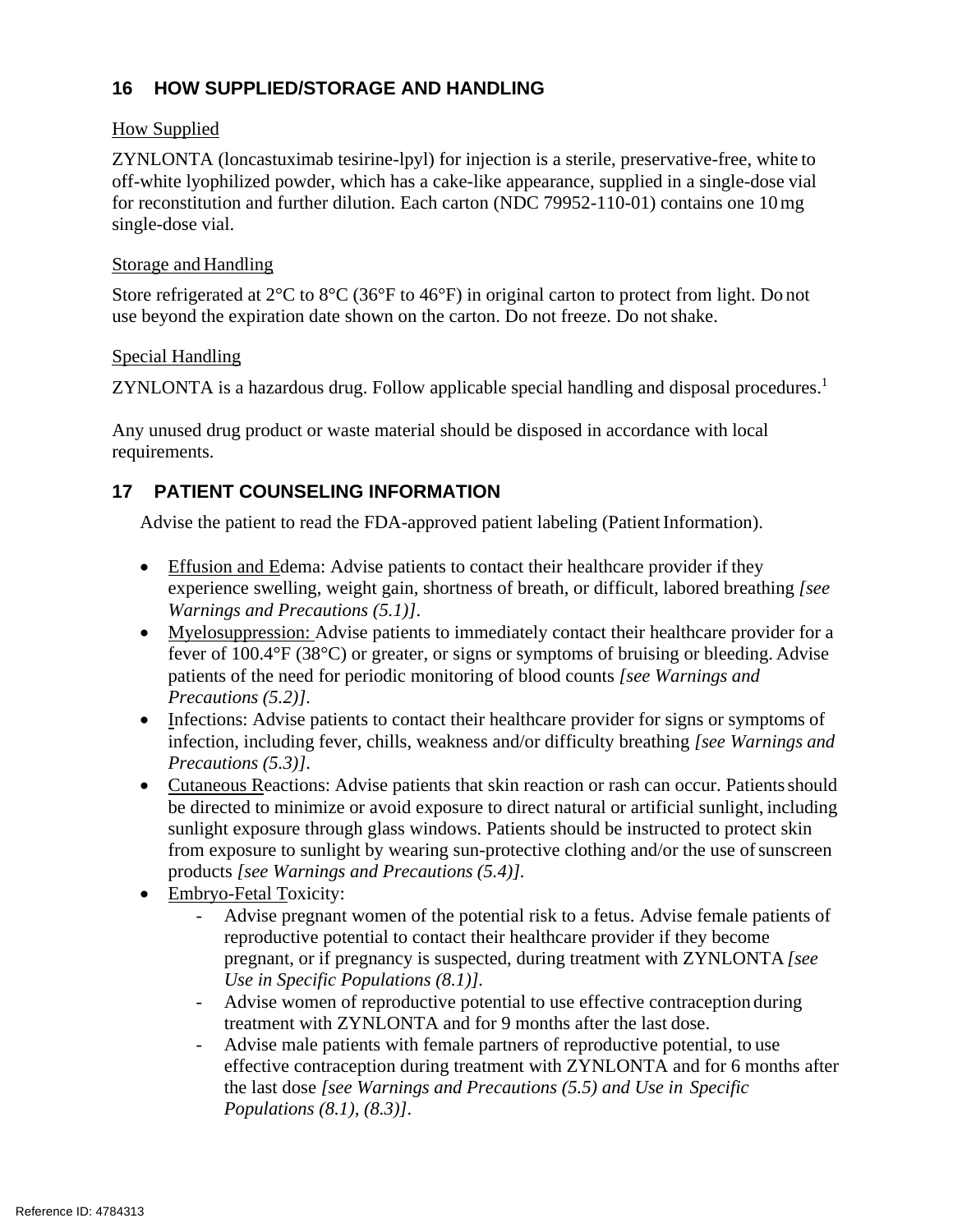## 16 HOW SUPPLIED/STORAGE AND HANDLING

How Supplied

ZYNLONTA (loncastuximab tesirine-lpyl) for injection is a sterile, preservative-free, white to off-white lyophilized powder, which has a cake-like appearance, supplied in a single-dose vial for reconstitution and further dilution. Each carton (NDC 79952-110-01) contains one 10 mg single-dose vial.

Storage and Handling

Store refrigerated at 2°C to 8°C (36°F to 46°F) in original carton to protect from light. Do not use beyond the expiration date shown on the carton. Do not freeze. Do not shake.

Special Handling

ZYNLONTA is a hazardous drug. Follow applicable special handling and disposal procedures.[1]

Any unused drug product or waste material should be disposed in accordance with local requirements.

## 17 PATIENT COUNSELING INFORMATION

Advise the patient to read the FDA-approved patient labeling (Patient Information).

- Effusion and Edema: Advise patients to contact their healthcare provider if they experience swelling, weight gain, shortness of breath, or difficult, labored breathing *[see Warnings and Precautions (5.1)]*.
- Myelosuppression: Advise patients to immediately contact their healthcare provider for a fever of 100.4°F (38°C) or greater, or signs or symptoms of bruising or bleeding. Advise patients of the need for periodic monitoring of blood counts *[see Warnings and Precautions (5.2)]*.
- Infections: Advise patients to contact their healthcare provider for signs or symptoms of infection, including fever, chills, weakness and/or difficulty breathing *[see Warnings and Precautions (5.3)]*.
- Cutaneous Reactions: Advise patients that skin reaction or rash can occur. Patients should be directed to minimize or avoid exposure to direct natural or artificial sunlight, including sunlight exposure through glass windows. Patients should be instructed to protect skin from exposure to sunlight by wearing sun-protective clothing and/or the use of sunscreen products *[see Warnings and Precautions (5.4)]*.
- Embryo-Fetal Toxicity:
  - Advise pregnant women of the potential risk to a fetus. Advise female patients of reproductive potential to contact their healthcare provider if they become pregnant, or if pregnancy is suspected, during treatment with ZYNLONTA *[see Use in Specific Populations (8.1)]*.
  - Advise women of reproductive potential to use effective contraception during treatment with ZYNLONTA and for 9 months after the last dose.
  - Advise male patients with female partners of reproductive potential, to use effective contraception during treatment with ZYNLONTA and for 6 months after the last dose *[see Warnings and Precautions (5.5) and Use in Specific Populations (8.1), (8.3)]*.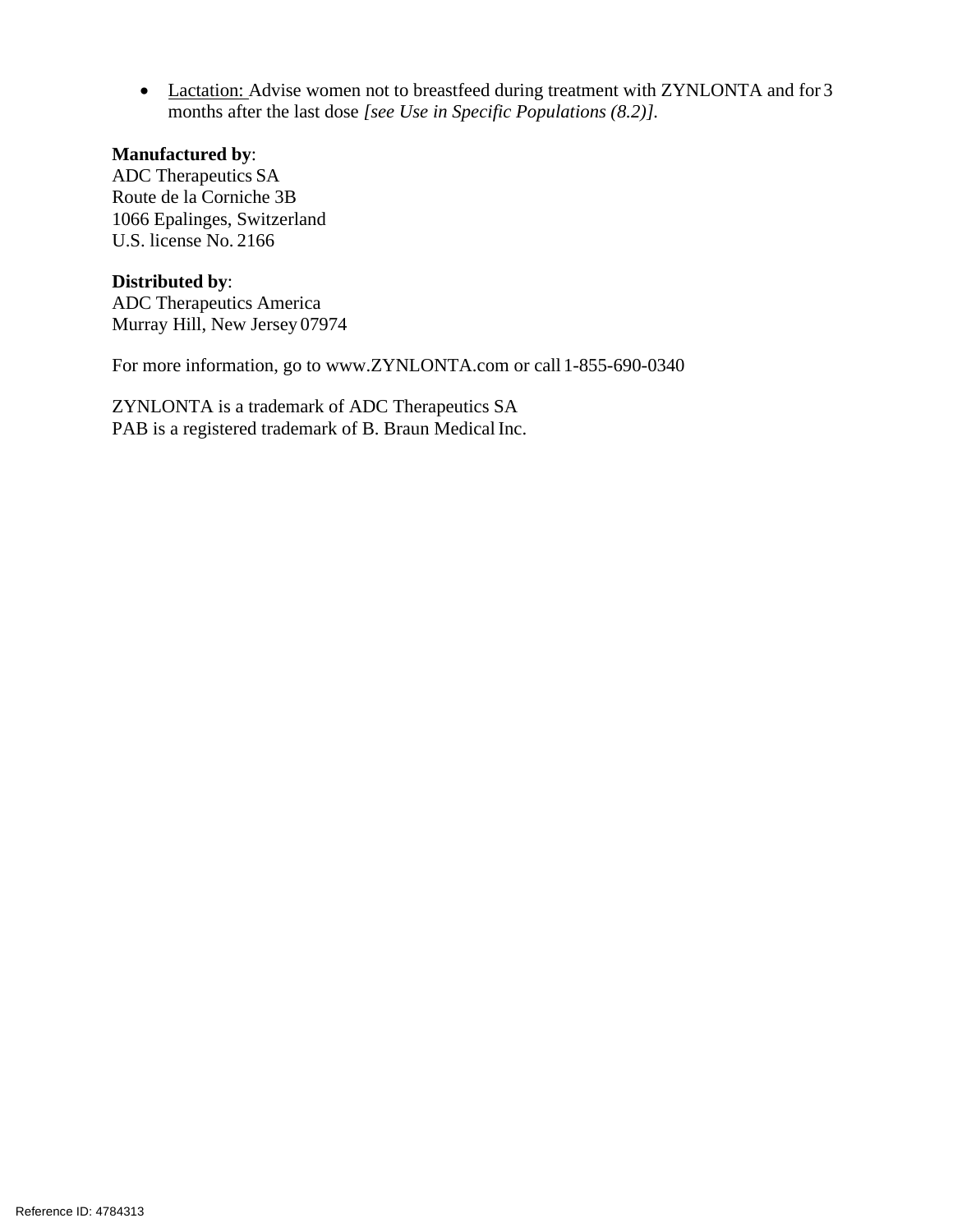- Lactation: Advise women not to breastfeed during treatment with ZYNLONTA and for 3 months after the last dose *[see Use in Specific Populations (8.2)]*.

**Manufactured by**:
ADC Therapeutics SA
Route de la Corniche 3B
1066 Epalinges, Switzerland
U.S. license No. 2166

**Distributed by**:
ADC Therapeutics America
Murray Hill, New Jersey 07974

For more information, go to www.ZYNLONTA.com or call 1-855-690-0340

ZYNLONTA is a trademark of ADC Therapeutics SA
PAB is a registered trademark of B. Braun Medical Inc.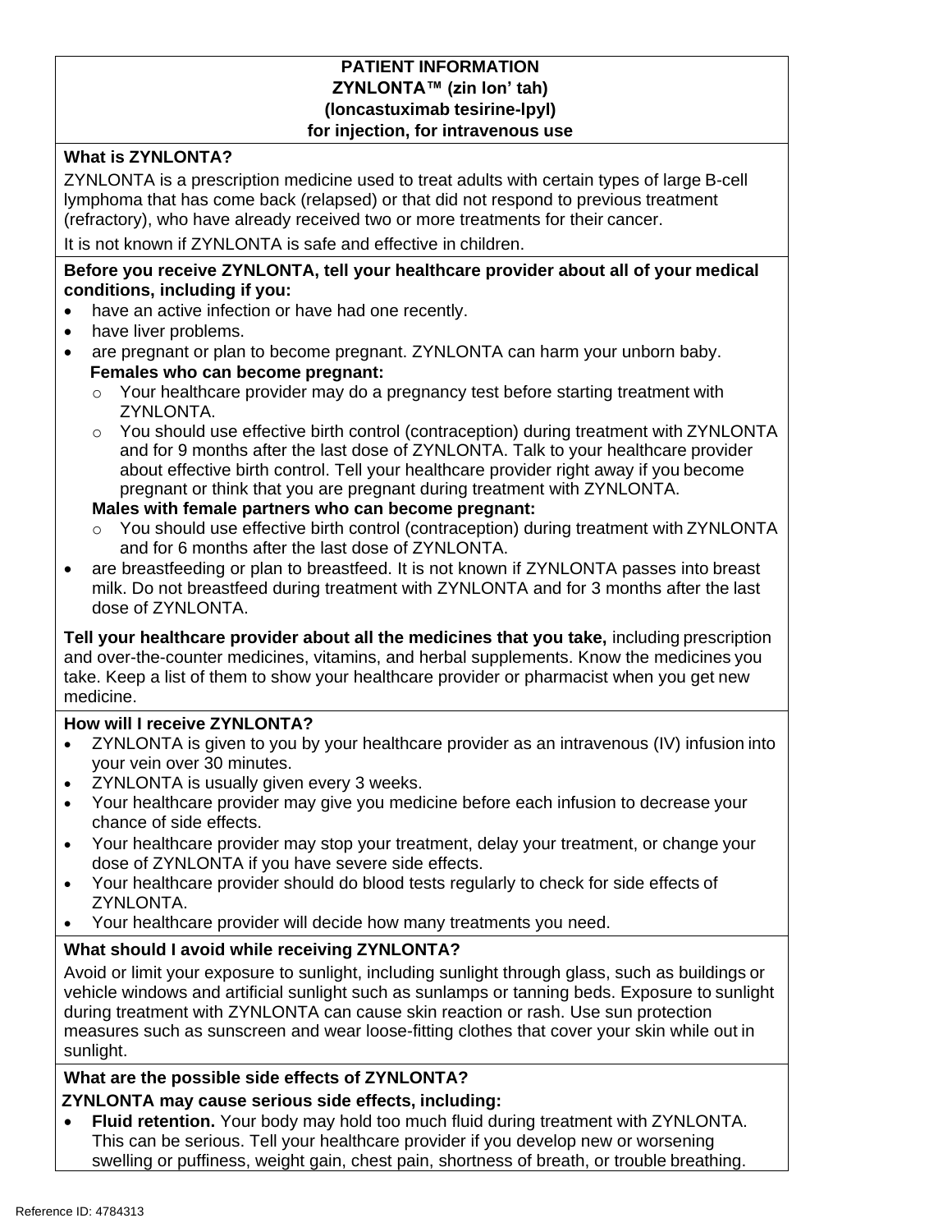# PATIENT INFORMATION
## ZYNLONTA™ (zin lon' tah)
## (loncastuximab tesirine-lpyl)
## for injection, for intravenous use

**What is ZYNLONTA?**

ZYNLONTA is a prescription medicine used to treat adults with certain types of large B-cell lymphoma that has come back (relapsed) or that did not respond to previous treatment (refractory), who have already received two or more treatments for their cancer.

It is not known if ZYNLONTA is safe and effective in children.

**Before you receive ZYNLONTA, tell your healthcare provider about all of your medical conditions, including if you:**

- have an active infection or have had one recently.
- have liver problems.
- are pregnant or plan to become pregnant. ZYNLONTA can harm your unborn baby.
  **Females who can become pregnant:**
  - Your healthcare provider may do a pregnancy test before starting treatment with ZYNLONTA.
  - You should use effective birth control (contraception) during treatment with ZYNLONTA and for 9 months after the last dose of ZYNLONTA. Talk to your healthcare provider about effective birth control. Tell your healthcare provider right away if you become pregnant or think that you are pregnant during treatment with ZYNLONTA.

  **Males with female partners who can become pregnant:**
  - You should use effective birth control (contraception) during treatment with ZYNLONTA and for 6 months after the last dose of ZYNLONTA.
- are breastfeeding or plan to breastfeed. It is not known if ZYNLONTA passes into breast milk. Do not breastfeed during treatment with ZYNLONTA and for 3 months after the last dose of ZYNLONTA.

**Tell your healthcare provider about all the medicines that you take,** including prescription and over-the-counter medicines, vitamins, and herbal supplements. Know the medicines you take. Keep a list of them to show your healthcare provider or pharmacist when you get new medicine.

**How will I receive ZYNLONTA?**

- ZYNLONTA is given to you by your healthcare provider as an intravenous (IV) infusion into your vein over 30 minutes.
- ZYNLONTA is usually given every 3 weeks.
- Your healthcare provider may give you medicine before each infusion to decrease your chance of side effects.
- Your healthcare provider may stop your treatment, delay your treatment, or change your dose of ZYNLONTA if you have severe side effects.
- Your healthcare provider should do blood tests regularly to check for side effects of ZYNLONTA.
- Your healthcare provider will decide how many treatments you need.

**What should I avoid while receiving ZYNLONTA?**

Avoid or limit your exposure to sunlight, including sunlight through glass, such as buildings or vehicle windows and artificial sunlight such as sunlamps or tanning beds. Exposure to sunlight during treatment with ZYNLONTA can cause skin reaction or rash. Use sun protection measures such as sunscreen and wear loose-fitting clothes that cover your skin while out in sunlight.

**What are the possible side effects of ZYNLONTA?**

**ZYNLONTA may cause serious side effects, including:**

- **Fluid retention.** Your body may hold too much fluid during treatment with ZYNLONTA. This can be serious. Tell your healthcare provider if you develop new or worsening swelling or puffiness, weight gain, chest pain, shortness of breath, or trouble breathing.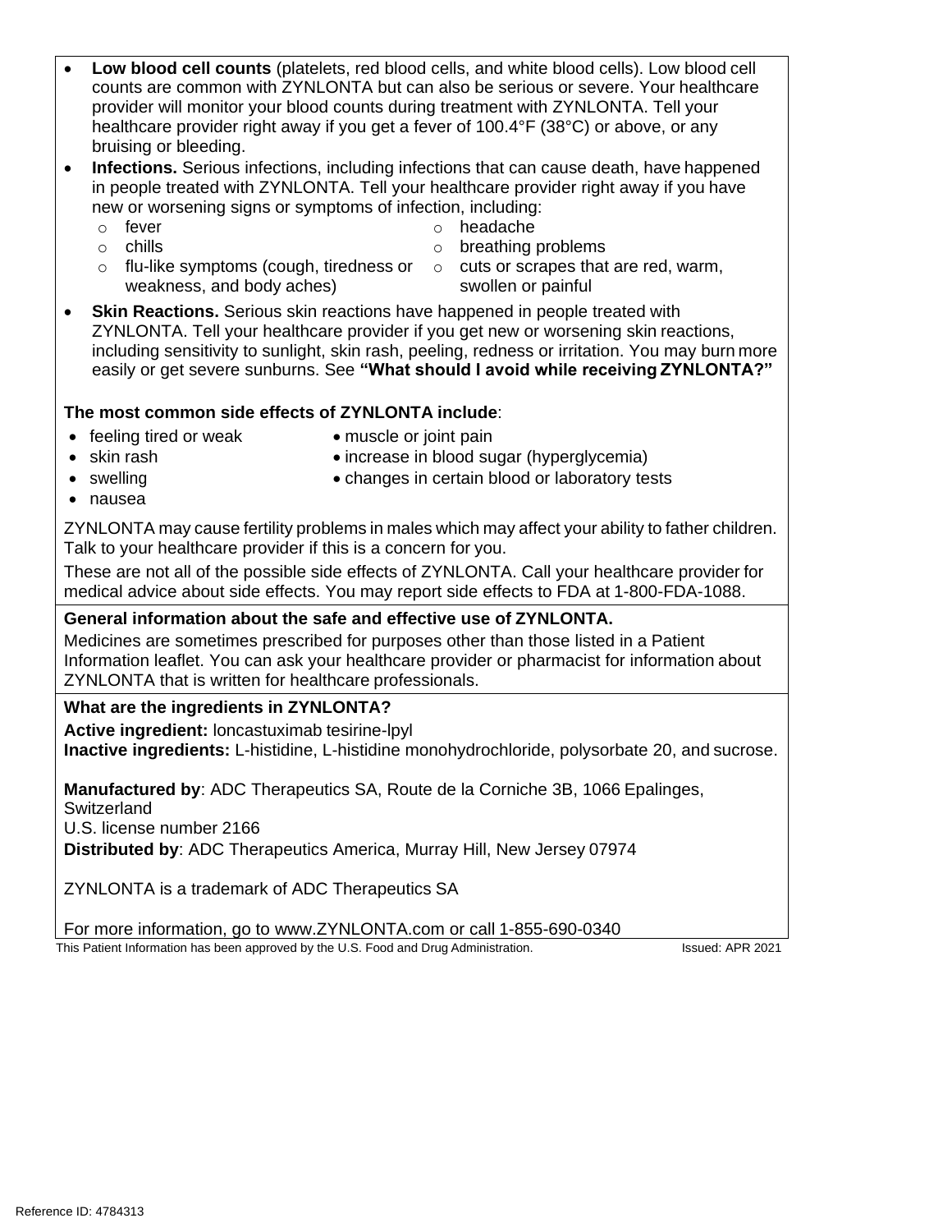- **Low blood cell counts** (platelets, red blood cells, and white blood cells). Low blood cell counts are common with ZYNLONTA but can also be serious or severe. Your healthcare provider will monitor your blood counts during treatment with ZYNLONTA. Tell your healthcare provider right away if you get a fever of 100.4°F (38°C) or above, or any bruising or bleeding.
- **Infections.** Serious infections, including infections that can cause death, have happened in people treated with ZYNLONTA. Tell your healthcare provider right away if you have new or worsening signs or symptoms of infection, including:
  - fever
  - chills
  - flu-like symptoms (cough, tiredness or weakness, and body aches)
  - headache
  - breathing problems
  - cuts or scrapes that are red, warm, swollen or painful
- **Skin Reactions.** Serious skin reactions have happened in people treated with ZYNLONTA. Tell your healthcare provider if you get new or worsening skin reactions, including sensitivity to sunlight, skin rash, peeling, redness or irritation. You may burn more easily or get severe sunburns. See **"What should I avoid while receiving ZYNLONTA?"**

**The most common side effects of ZYNLONTA include**:

- feeling tired or weak
- skin rash
- swelling
- nausea
- muscle or joint pain
- increase in blood sugar (hyperglycemia)
- changes in certain blood or laboratory tests

ZYNLONTA may cause fertility problems in males which may affect your ability to father children. Talk to your healthcare provider if this is a concern for you.

These are not all of the possible side effects of ZYNLONTA. Call your healthcare provider for medical advice about side effects. You may report side effects to FDA at 1-800-FDA-1088.

**General information about the safe and effective use of ZYNLONTA.**

Medicines are sometimes prescribed for purposes other than those listed in a Patient Information leaflet. You can ask your healthcare provider or pharmacist for information about ZYNLONTA that is written for healthcare professionals.

**What are the ingredients in ZYNLONTA?**

**Active ingredient:** loncastuximab tesirine-lpyl
**Inactive ingredients:** L-histidine, L-histidine monohydrochloride, polysorbate 20, and sucrose.

**Manufactured by**: ADC Therapeutics SA, Route de la Corniche 3B, 1066 Epalinges, Switzerland
U.S. license number 2166
**Distributed by**: ADC Therapeutics America, Murray Hill, New Jersey 07974

ZYNLONTA is a trademark of ADC Therapeutics SA

For more information, go to www.ZYNLONTA.com or call 1-855-690-0340

This Patient Information has been approved by the U.S. Food and Drug Administration. Issued: APR 2021